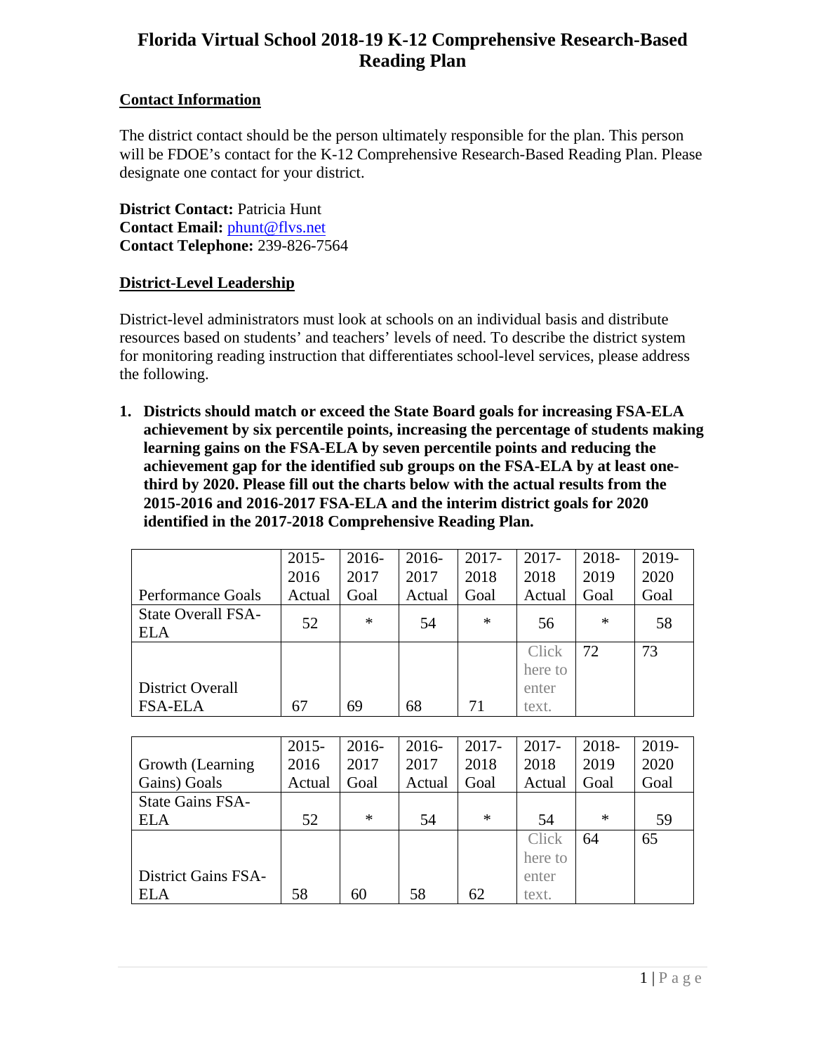# Florida Virtual School 2018-19 K-12 Comprehensive Research-Based Reading Plan

## Contact Information

The district contact should be the person ultimately responsible for the plan. This person will be FDOE's contact for the K-12 Comprehensive Research-Based Reading Plan. Please designate one contact for your district.

**District Contact:** Patricia Hunt
**Contact Email:** phunt@flvs.net
**Contact Telephone:** 239-826-7564

## District-Level Leadership

District-level administrators must look at schools on an individual basis and distribute resources based on students' and teachers' levels of need. To describe the district system for monitoring reading instruction that differentiates school-level services, please address the following.

1. **Districts should match or exceed the State Board goals for increasing FSA-ELA achievement by six percentile points, increasing the percentage of students making learning gains on the FSA-ELA by seven percentile points and reducing the achievement gap for the identified sub groups on the FSA-ELA by at least one-third by 2020. Please fill out the charts below with the actual results from the 2015-2016 and 2016-2017 FSA-ELA and the interim district goals for 2020 identified in the 2017-2018 Comprehensive Reading Plan.**

| Performance Goals | 2015-2016 Actual | 2016-2017 Goal | 2016-2017 Actual | 2017-2018 Goal | 2017-2018 Actual | 2018-2019 Goal | 2019-2020 Goal |
|---|---|---|---|---|---|---|---|
| State Overall FSA-ELA | 52 | * | 54 | * | 56 | * | 58 |
| District Overall FSA-ELA | 67 | 69 | 68 | 71 | Click here to enter text. | 72 | 73 |

| Growth (Learning Gains) Goals | 2015-2016 Actual | 2016-2017 Goal | 2016-2017 Actual | 2017-2018 Goal | 2017-2018 Actual | 2018-2019 Goal | 2019-2020 Goal |
|---|---|---|---|---|---|---|---|
| State Gains FSA-ELA | 52 | * | 54 | * | 54 | * | 59 |
| District Gains FSA-ELA | 58 | 60 | 58 | 62 | Click here to enter text. | 64 | 65 |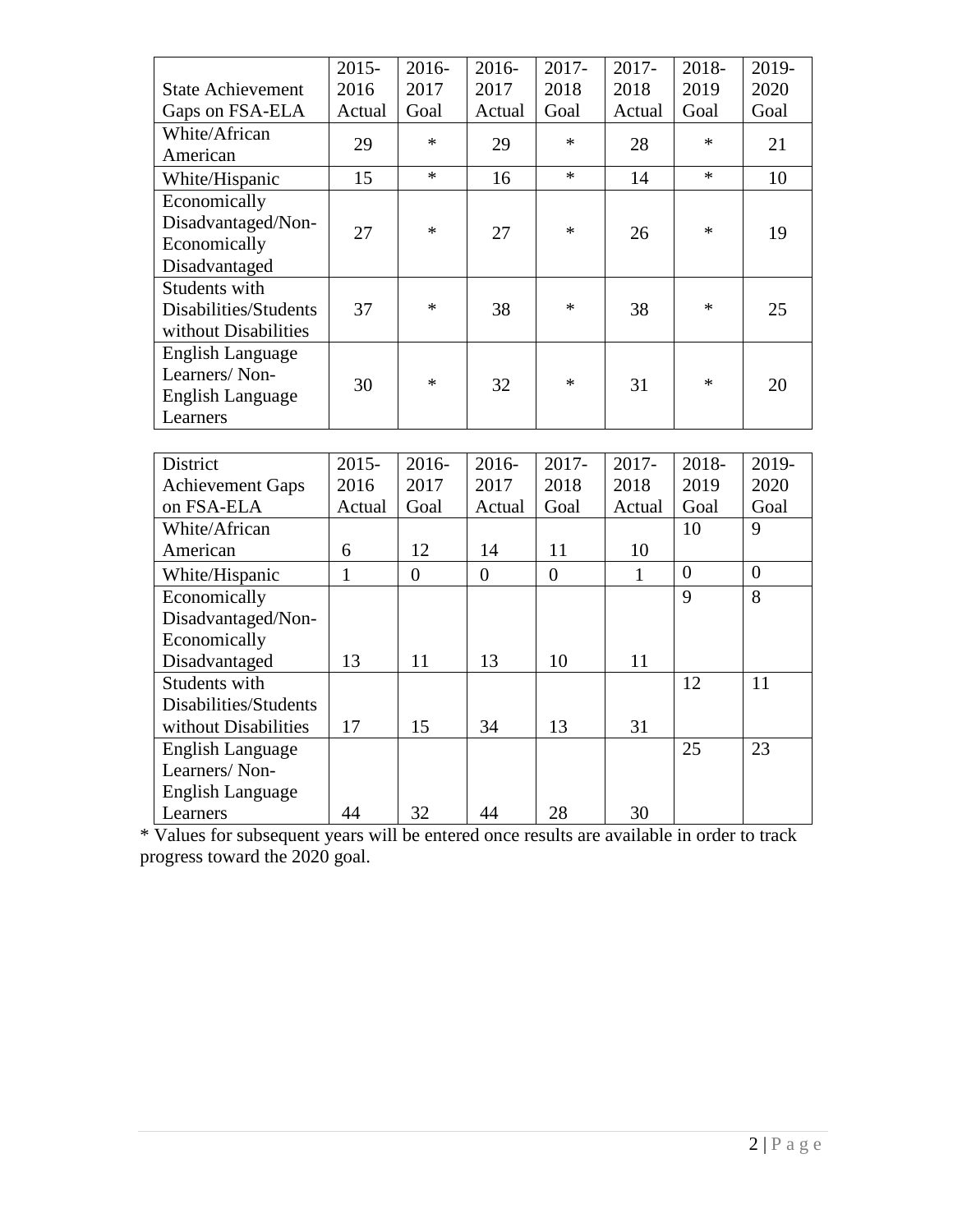| State Achievement Gaps on FSA-ELA | 2015-2016 Actual | 2016-2017 Goal | 2016-2017 Actual | 2017-2018 Goal | 2017-2018 Actual | 2018-2019 Goal | 2019-2020 Goal |
|---|---|---|---|---|---|---|---|
| White/African American | 29 | * | 29 | * | 28 | * | 21 |
| White/Hispanic | 15 | * | 16 | * | 14 | * | 10 |
| Economically Disadvantaged/Non-Economically Disadvantaged | 27 | * | 27 | * | 26 | * | 19 |
| Students with Disabilities/Students without Disabilities | 37 | * | 38 | * | 38 | * | 25 |
| English Language Learners/ Non-English Language Learners | 30 | * | 32 | * | 31 | * | 20 |

| District Achievement Gaps on FSA-ELA | 2015-2016 Actual | 2016-2017 Goal | 2016-2017 Actual | 2017-2018 Goal | 2017-2018 Actual | 2018-2019 Goal | 2019-2020 Goal |
|---|---|---|---|---|---|---|---|
| White/African American | 6 | 12 | 14 | 11 | 10 | 10 | 9 |
| White/Hispanic | 1 | 0 | 0 | 0 | 1 | 0 | 0 |
| Economically Disadvantaged/Non-Economically Disadvantaged | 13 | 11 | 13 | 10 | 11 | 9 | 8 |
| Students with Disabilities/Students without Disabilities | 17 | 15 | 34 | 13 | 31 | 12 | 11 |
| English Language Learners/ Non-English Language Learners | 44 | 32 | 44 | 28 | 30 | 25 | 23 |

* Values for subsequent years will be entered once results are available in order to track progress toward the 2020 goal.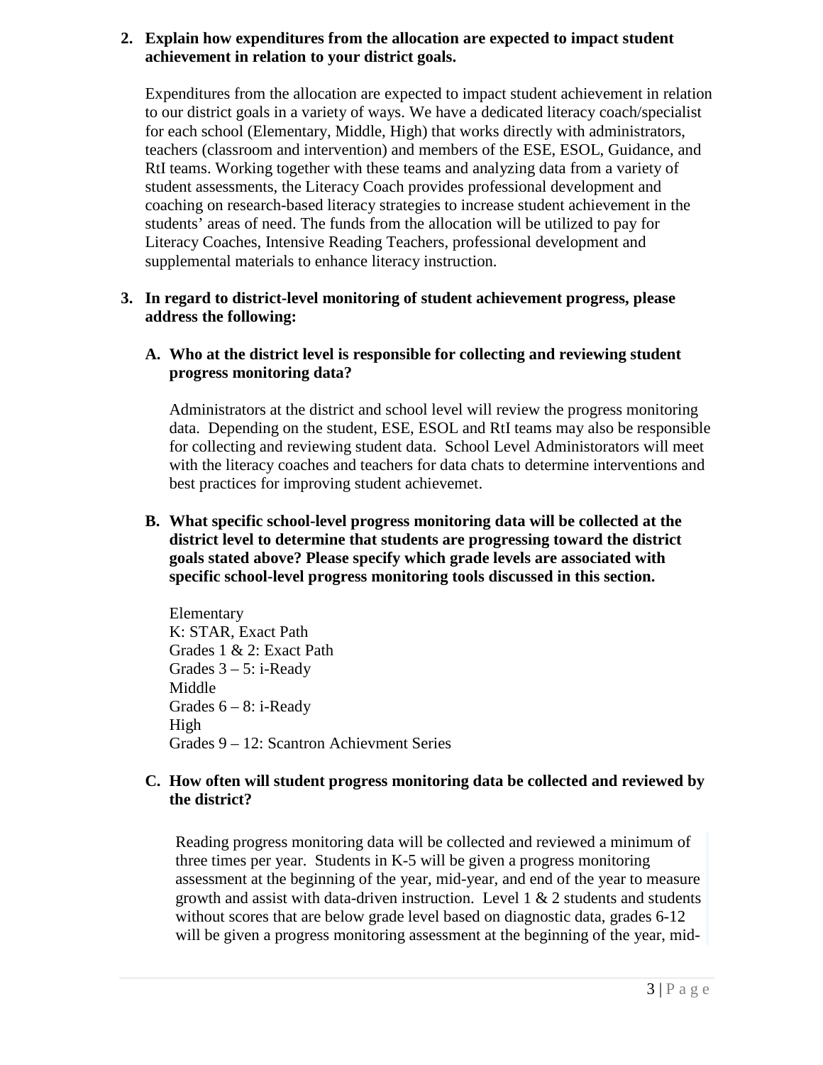**2. Explain how expenditures from the allocation are expected to impact student achievement in relation to your district goals.**

Expenditures from the allocation are expected to impact student achievement in relation to our district goals in a variety of ways. We have a dedicated literacy coach/specialist for each school (Elementary, Middle, High) that works directly with administrators, teachers (classroom and intervention) and members of the ESE, ESOL, Guidance, and RtI teams. Working together with these teams and analyzing data from a variety of student assessments, the Literacy Coach provides professional development and coaching on research-based literacy strategies to increase student achievement in the students' areas of need. The funds from the allocation will be utilized to pay for Literacy Coaches, Intensive Reading Teachers, professional development and supplemental materials to enhance literacy instruction.

**3. In regard to district-level monitoring of student achievement progress, please address the following:**

**A. Who at the district level is responsible for collecting and reviewing student progress monitoring data?**

Administrators at the district and school level will review the progress monitoring data. Depending on the student, ESE, ESOL and RtI teams may also be responsible for collecting and reviewing student data. School Level Administorators will meet with the literacy coaches and teachers for data chats to determine interventions and best practices for improving student achievemet.

**B. What specific school-level progress monitoring data will be collected at the district level to determine that students are progressing toward the district goals stated above? Please specify which grade levels are associated with specific school-level progress monitoring tools discussed in this section.**

Elementary
K: STAR, Exact Path
Grades 1 & 2: Exact Path
Grades 3 – 5: i-Ready
Middle
Grades 6 – 8: i-Ready
High
Grades 9 – 12: Scantron Achievment Series

**C. How often will student progress monitoring data be collected and reviewed by the district?**

Reading progress monitoring data will be collected and reviewed a minimum of three times per year. Students in K-5 will be given a progress monitoring assessment at the beginning of the year, mid-year, and end of the year to measure growth and assist with data-driven instruction. Level 1 & 2 students and students without scores that are below grade level based on diagnostic data, grades 6-12 will be given a progress monitoring assessment at the beginning of the year, mid-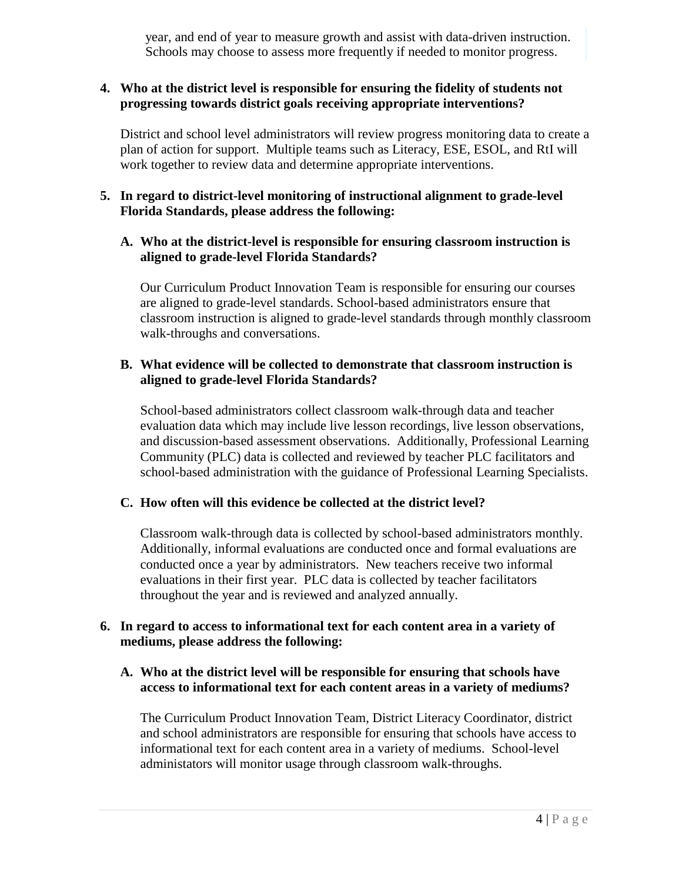year, and end of year to measure growth and assist with data-driven instruction. Schools may choose to assess more frequently if needed to monitor progress.

**4. Who at the district level is responsible for ensuring the fidelity of students not progressing towards district goals receiving appropriate interventions?**

District and school level administrators will review progress monitoring data to create a plan of action for support. Multiple teams such as Literacy, ESE, ESOL, and RtI will work together to review data and determine appropriate interventions.

**5. In regard to district-level monitoring of instructional alignment to grade-level Florida Standards, please address the following:**

**A. Who at the district-level is responsible for ensuring classroom instruction is aligned to grade-level Florida Standards?**

Our Curriculum Product Innovation Team is responsible for ensuring our courses are aligned to grade-level standards. School-based administrators ensure that classroom instruction is aligned to grade-level standards through monthly classroom walk-throughs and conversations.

**B. What evidence will be collected to demonstrate that classroom instruction is aligned to grade-level Florida Standards?**

School-based administrators collect classroom walk-through data and teacher evaluation data which may include live lesson recordings, live lesson observations, and discussion-based assessment observations. Additionally, Professional Learning Community (PLC) data is collected and reviewed by teacher PLC facilitators and school-based administration with the guidance of Professional Learning Specialists.

**C. How often will this evidence be collected at the district level?**

Classroom walk-through data is collected by school-based administrators monthly. Additionally, informal evaluations are conducted once and formal evaluations are conducted once a year by administrators. New teachers receive two informal evaluations in their first year. PLC data is collected by teacher facilitators throughout the year and is reviewed and analyzed annually.

**6. In regard to access to informational text for each content area in a variety of mediums, please address the following:**

**A. Who at the district level will be responsible for ensuring that schools have access to informational text for each content areas in a variety of mediums?**

The Curriculum Product Innovation Team, District Literacy Coordinator, district and school administrators are responsible for ensuring that schools have access to informational text for each content area in a variety of mediums. School-level administators will monitor usage through classroom walk-throughs.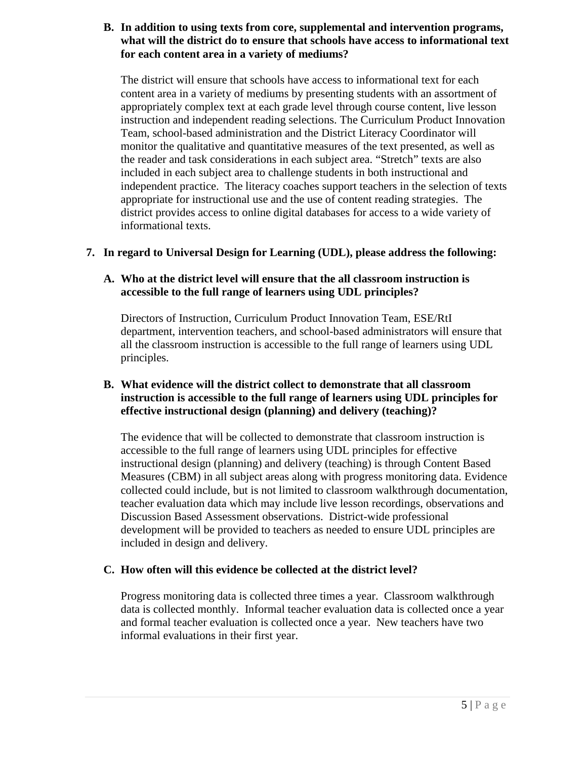**B. In addition to using texts from core, supplemental and intervention programs, what will the district do to ensure that schools have access to informational text for each content area in a variety of mediums?**

The district will ensure that schools have access to informational text for each content area in a variety of mediums by presenting students with an assortment of appropriately complex text at each grade level through course content, live lesson instruction and independent reading selections. The Curriculum Product Innovation Team, school-based administration and the District Literacy Coordinator will monitor the qualitative and quantitative measures of the text presented, as well as the reader and task considerations in each subject area. "Stretch" texts are also included in each subject area to challenge students in both instructional and independent practice. The literacy coaches support teachers in the selection of texts appropriate for instructional use and the use of content reading strategies. The district provides access to online digital databases for access to a wide variety of informational texts.

**7. In regard to Universal Design for Learning (UDL), please address the following:**

**A. Who at the district level will ensure that the all classroom instruction is accessible to the full range of learners using UDL principles?**

Directors of Instruction, Curriculum Product Innovation Team, ESE/RtI department, intervention teachers, and school-based administrators will ensure that all the classroom instruction is accessible to the full range of learners using UDL principles.

**B. What evidence will the district collect to demonstrate that all classroom instruction is accessible to the full range of learners using UDL principles for effective instructional design (planning) and delivery (teaching)?**

The evidence that will be collected to demonstrate that classroom instruction is accessible to the full range of learners using UDL principles for effective instructional design (planning) and delivery (teaching) is through Content Based Measures (CBM) in all subject areas along with progress monitoring data. Evidence collected could include, but is not limited to classroom walkthrough documentation, teacher evaluation data which may include live lesson recordings, observations and Discussion Based Assessment observations. District-wide professional development will be provided to teachers as needed to ensure UDL principles are included in design and delivery.

**C. How often will this evidence be collected at the district level?**

Progress monitoring data is collected three times a year. Classroom walkthrough data is collected monthly. Informal teacher evaluation data is collected once a year and formal teacher evaluation is collected once a year. New teachers have two informal evaluations in their first year.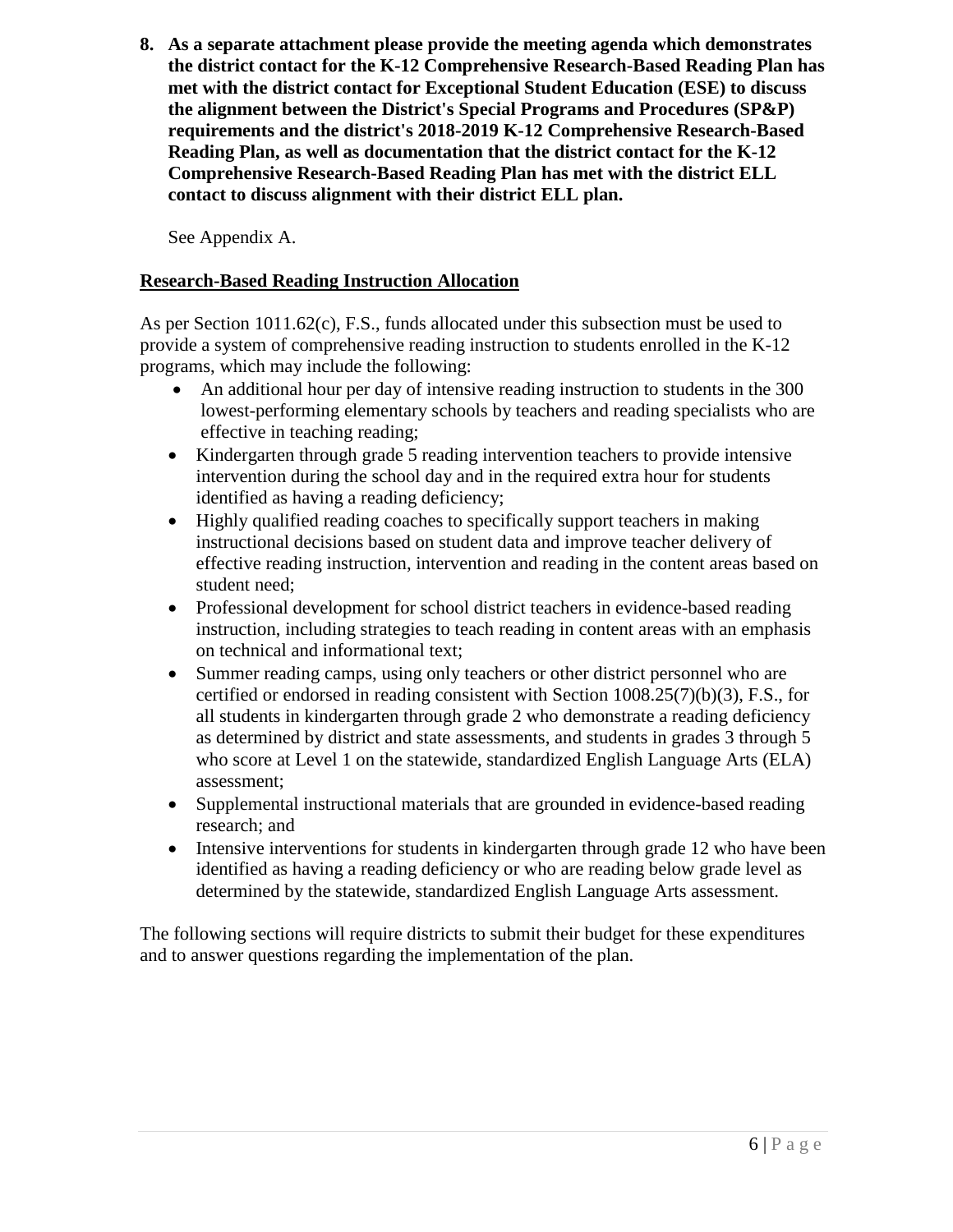**8. As a separate attachment please provide the meeting agenda which demonstrates the district contact for the K-12 Comprehensive Research-Based Reading Plan has met with the district contact for Exceptional Student Education (ESE) to discuss the alignment between the District's Special Programs and Procedures (SP&P) requirements and the district's 2018-2019 K-12 Comprehensive Research-Based Reading Plan, as well as documentation that the district contact for the K-12 Comprehensive Research-Based Reading Plan has met with the district ELL contact to discuss alignment with their district ELL plan.**

See Appendix A.

**<u>Research-Based Reading Instruction Allocation</u>**

As per Section 1011.62(c), F.S., funds allocated under this subsection must be used to provide a system of comprehensive reading instruction to students enrolled in the K-12 programs, which may include the following:

- An additional hour per day of intensive reading instruction to students in the 300 lowest-performing elementary schools by teachers and reading specialists who are effective in teaching reading;
- Kindergarten through grade 5 reading intervention teachers to provide intensive intervention during the school day and in the required extra hour for students identified as having a reading deficiency;
- Highly qualified reading coaches to specifically support teachers in making instructional decisions based on student data and improve teacher delivery of effective reading instruction, intervention and reading in the content areas based on student need;
- Professional development for school district teachers in evidence-based reading instruction, including strategies to teach reading in content areas with an emphasis on technical and informational text;
- Summer reading camps, using only teachers or other district personnel who are certified or endorsed in reading consistent with Section 1008.25(7)(b)(3), F.S., for all students in kindergarten through grade 2 who demonstrate a reading deficiency as determined by district and state assessments, and students in grades 3 through 5 who score at Level 1 on the statewide, standardized English Language Arts (ELA) assessment;
- Supplemental instructional materials that are grounded in evidence-based reading research; and
- Intensive interventions for students in kindergarten through grade 12 who have been identified as having a reading deficiency or who are reading below grade level as determined by the statewide, standardized English Language Arts assessment.

The following sections will require districts to submit their budget for these expenditures and to answer questions regarding the implementation of the plan.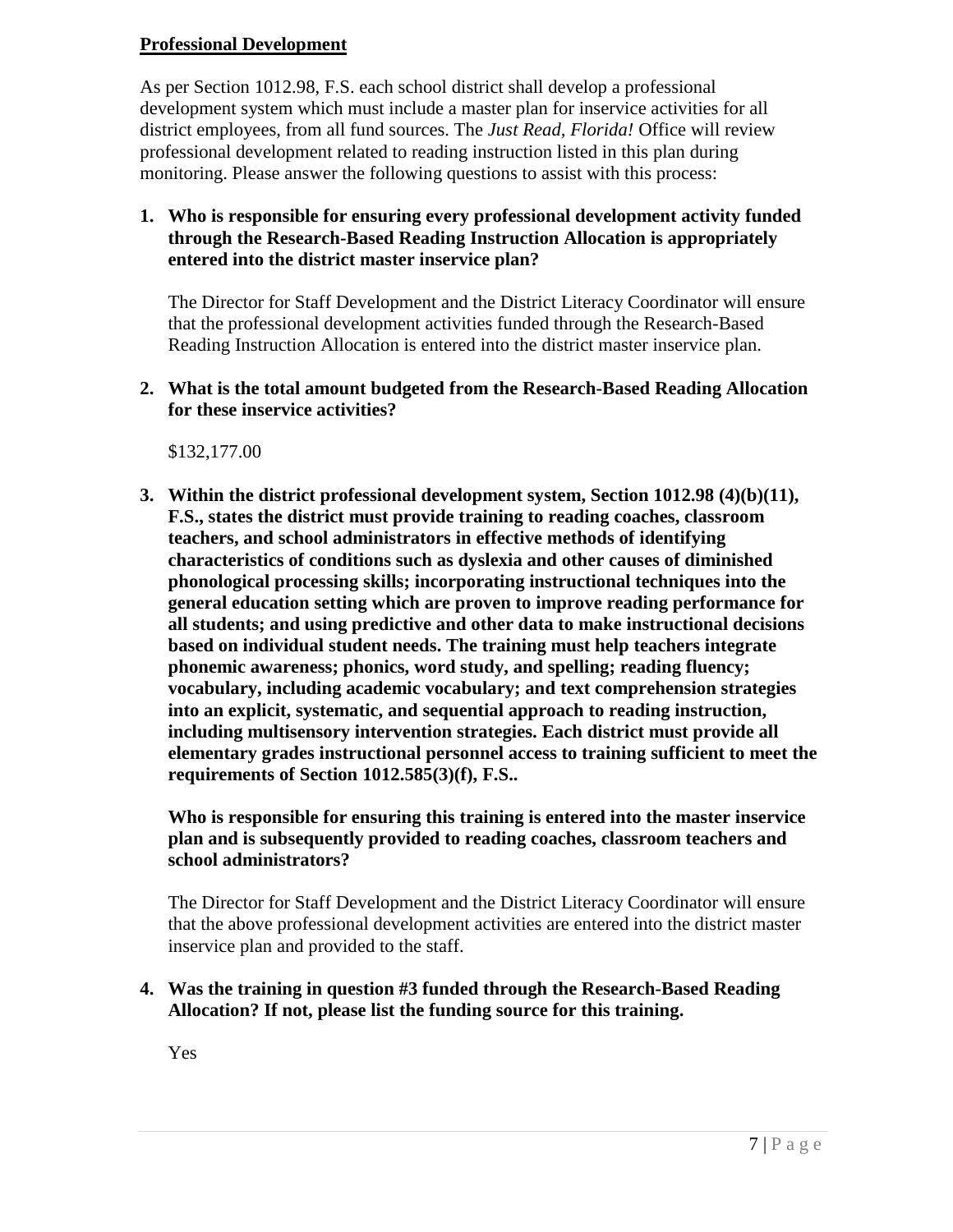**Professional Development**

As per Section 1012.98, F.S. each school district shall develop a professional development system which must include a master plan for inservice activities for all district employees, from all fund sources. The *Just Read, Florida!* Office will review professional development related to reading instruction listed in this plan during monitoring. Please answer the following questions to assist with this process:

1. **Who is responsible for ensuring every professional development activity funded through the Research-Based Reading Instruction Allocation is appropriately entered into the district master inservice plan?**

   The Director for Staff Development and the District Literacy Coordinator will ensure that the professional development activities funded through the Research-Based Reading Instruction Allocation is entered into the district master inservice plan.

2. **What is the total amount budgeted from the Research-Based Reading Allocation for these inservice activities?**

   $132,177.00

3. **Within the district professional development system, Section 1012.98 (4)(b)(11), F.S., states the district must provide training to reading coaches, classroom teachers, and school administrators in effective methods of identifying characteristics of conditions such as dyslexia and other causes of diminished phonological processing skills; incorporating instructional techniques into the general education setting which are proven to improve reading performance for all students; and using predictive and other data to make instructional decisions based on individual student needs. The training must help teachers integrate phonemic awareness; phonics, word study, and spelling; reading fluency; vocabulary, including academic vocabulary; and text comprehension strategies into an explicit, systematic, and sequential approach to reading instruction, including multisensory intervention strategies. Each district must provide all elementary grades instructional personnel access to training sufficient to meet the requirements of Section 1012.585(3)(f), F.S..**

   **Who is responsible for ensuring this training is entered into the master inservice plan and is subsequently provided to reading coaches, classroom teachers and school administrators?**

   The Director for Staff Development and the District Literacy Coordinator will ensure that the above professional development activities are entered into the district master inservice plan and provided to the staff.

4. **Was the training in question #3 funded through the Research-Based Reading Allocation? If not, please list the funding source for this training.**

   Yes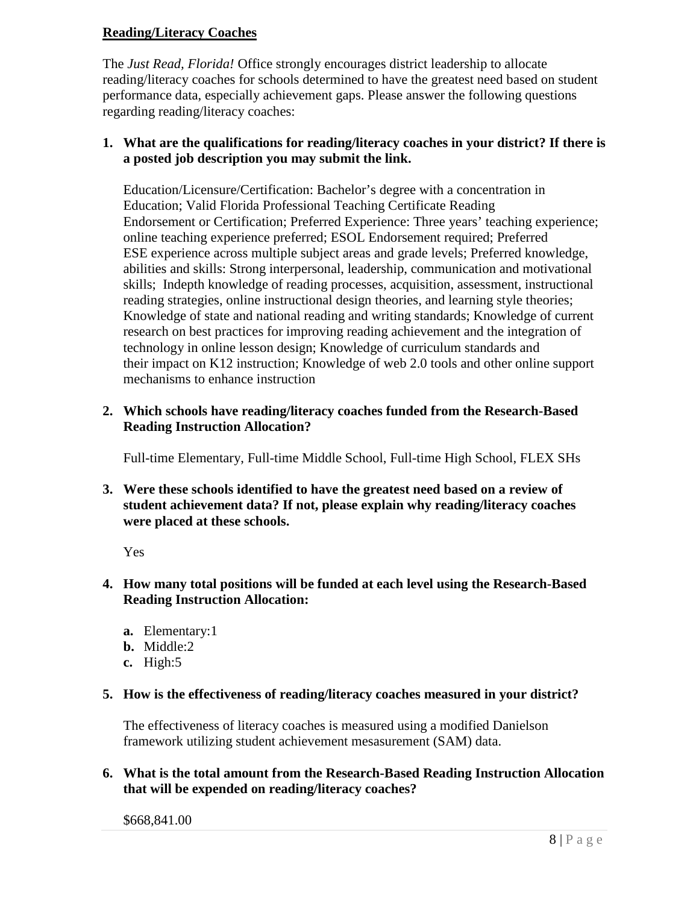**Reading/Literacy Coaches**

The *Just Read, Florida!* Office strongly encourages district leadership to allocate reading/literacy coaches for schools determined to have the greatest need based on student performance data, especially achievement gaps. Please answer the following questions regarding reading/literacy coaches:

1. **What are the qualifications for reading/literacy coaches in your district? If there is a posted job description you may submit the link.**

   Education/Licensure/Certification: Bachelor's degree with a concentration in Education; Valid Florida Professional Teaching Certificate Reading Endorsement or Certification; Preferred Experience: Three years' teaching experience; online teaching experience preferred; ESOL Endorsement required; Preferred ESE experience across multiple subject areas and grade levels; Preferred knowledge, abilities and skills: Strong interpersonal, leadership, communication and motivational skills; Indepth knowledge of reading processes, acquisition, assessment, instructional reading strategies, online instructional design theories, and learning style theories; Knowledge of state and national reading and writing standards; Knowledge of current research on best practices for improving reading achievement and the integration of technology in online lesson design; Knowledge of curriculum standards and their impact on K12 instruction; Knowledge of web 2.0 tools and other online support mechanisms to enhance instruction

2. **Which schools have reading/literacy coaches funded from the Research-Based Reading Instruction Allocation?**

   Full-time Elementary, Full-time Middle School, Full-time High School, FLEX SHs

3. **Were these schools identified to have the greatest need based on a review of student achievement data? If not, please explain why reading/literacy coaches were placed at these schools.**

   Yes

4. **How many total positions will be funded at each level using the Research-Based Reading Instruction Allocation:**

   a. Elementary:1
   b. Middle:2
   c. High:5

5. **How is the effectiveness of reading/literacy coaches measured in your district?**

   The effectiveness of literacy coaches is measured using a modified Danielson framework utilizing student achievement mesasurement (SAM) data.

6. **What is the total amount from the Research-Based Reading Instruction Allocation that will be expended on reading/literacy coaches?**

   $668,841.00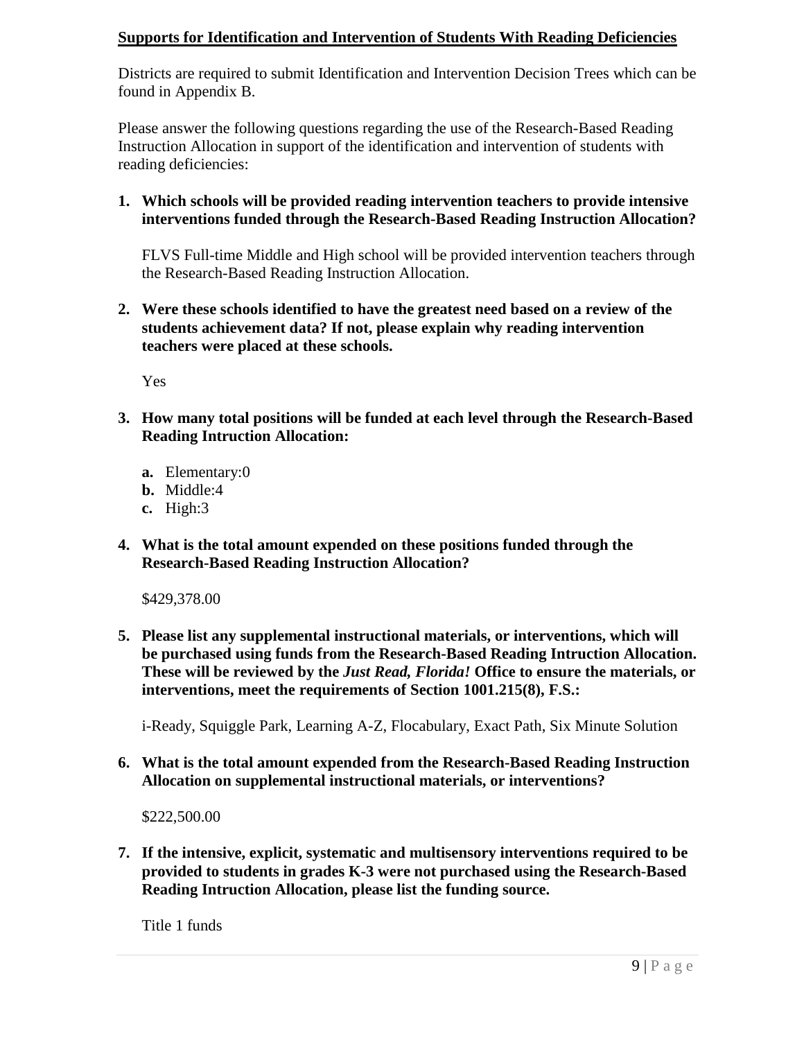**Supports for Identification and Intervention of Students With Reading Deficiencies**

Districts are required to submit Identification and Intervention Decision Trees which can be found in Appendix B.

Please answer the following questions regarding the use of the Research-Based Reading Instruction Allocation in support of the identification and intervention of students with reading deficiencies:

1. **Which schools will be provided reading intervention teachers to provide intensive interventions funded through the Research-Based Reading Instruction Allocation?**

   FLVS Full-time Middle and High school will be provided intervention teachers through the Research-Based Reading Instruction Allocation.

2. **Were these schools identified to have the greatest need based on a review of the students achievement data? If not, please explain why reading intervention teachers were placed at these schools.**

   Yes

3. **How many total positions will be funded at each level through the Research-Based Reading Intruction Allocation:**

   **a.** Elementary:0
   **b.** Middle:4
   **c.** High:3

4. **What is the total amount expended on these positions funded through the Research-Based Reading Instruction Allocation?**

   $429,378.00

5. **Please list any supplemental instructional materials, or interventions, which will be purchased using funds from the Research-Based Reading Intruction Allocation. These will be reviewed by the *Just Read, Florida!* Office to ensure the materials, or interventions, meet the requirements of Section 1001.215(8), F.S.:**

   i-Ready, Squiggle Park, Learning A-Z, Flocabulary, Exact Path, Six Minute Solution

6. **What is the total amount expended from the Research-Based Reading Instruction Allocation on supplemental instructional materials, or interventions?**

   $222,500.00

7. **If the intensive, explicit, systematic and multisensory interventions required to be provided to students in grades K-3 were not purchased using the Research-Based Reading Intruction Allocation, please list the funding source.**

   Title 1 funds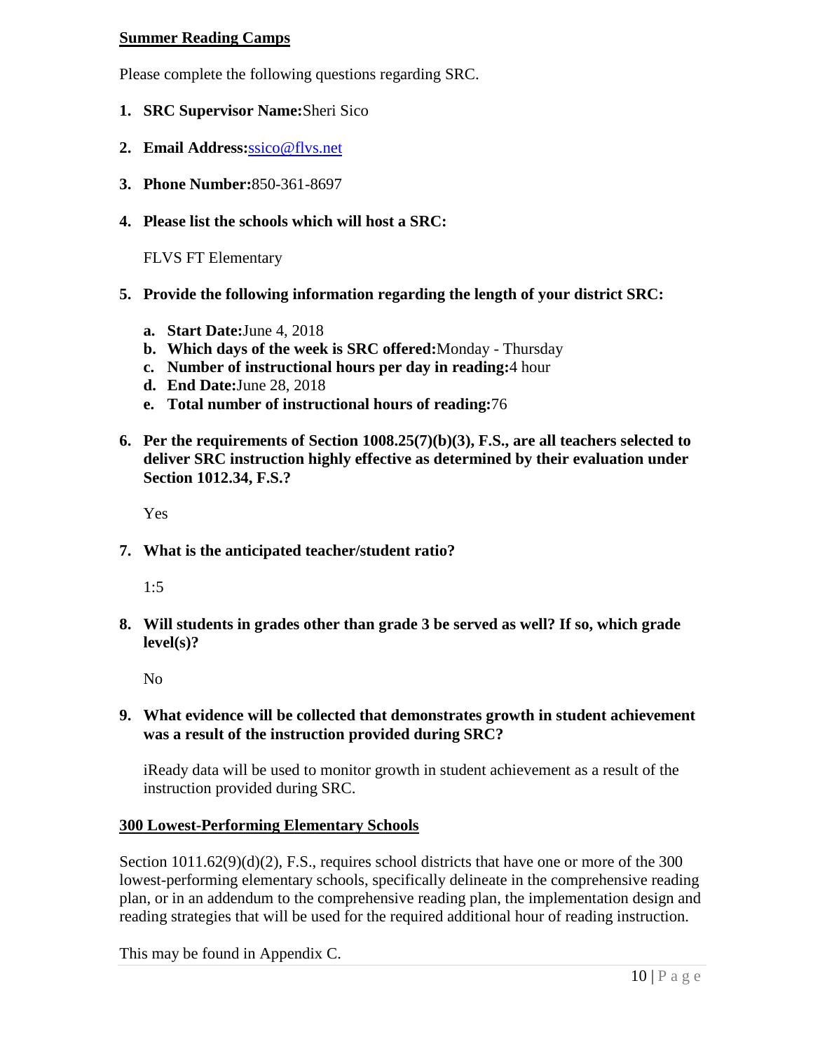## Summer Reading Camps

Please complete the following questions regarding SRC.

1. **SRC Supervisor Name:** Sheri Sico
2. **Email Address:** ssico@flvs.net
3. **Phone Number:** 850-361-8697
4. **Please list the schools which will host a SRC:**

   FLVS FT Elementary

5. **Provide the following information regarding the length of your district SRC:**
   a. **Start Date:** June 4, 2018
   b. **Which days of the week is SRC offered:** Monday - Thursday
   c. **Number of instructional hours per day in reading:** 4 hour
   d. **End Date:** June 28, 2018
   e. **Total number of instructional hours of reading:** 76

6. **Per the requirements of Section 1008.25(7)(b)(3), F.S., are all teachers selected to deliver SRC instruction highly effective as determined by their evaluation under Section 1012.34, F.S.?**

   Yes

7. **What is the anticipated teacher/student ratio?**

   1:5

8. **Will students in grades other than grade 3 be served as well? If so, which grade level(s)?**

   No

9. **What evidence will be collected that demonstrates growth in student achievement was a result of the instruction provided during SRC?**

   iReady data will be used to monitor growth in student achievement as a result of the instruction provided during SRC.

## 300 Lowest-Performing Elementary Schools

Section 1011.62(9)(d)(2), F.S., requires school districts that have one or more of the 300 lowest-performing elementary schools, specifically delineate in the comprehensive reading plan, or in an addendum to the comprehensive reading plan, the implementation design and reading strategies that will be used for the required additional hour of reading instruction.

This may be found in Appendix C.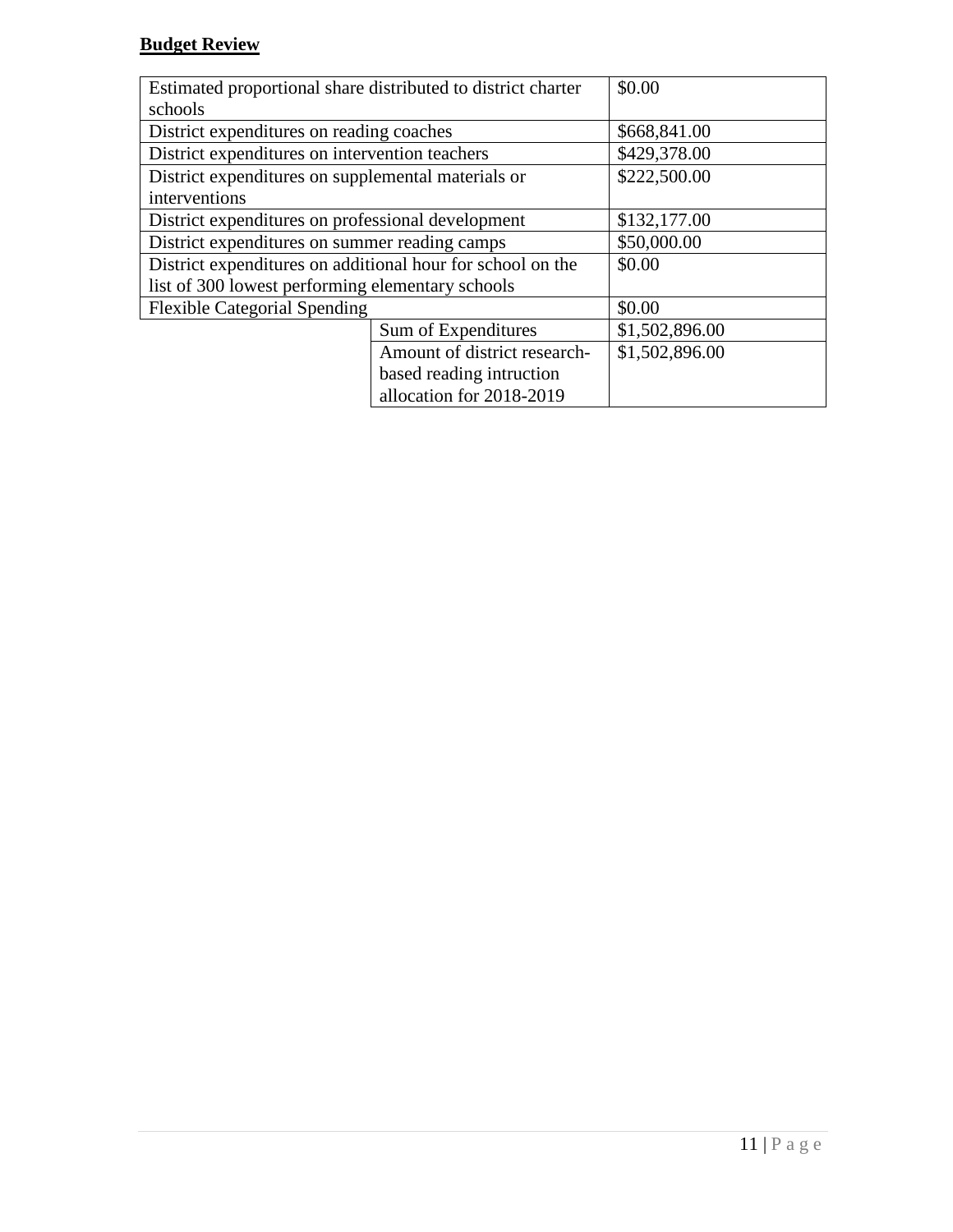**Budget Review**

| | | |
|---|---|---|
| Estimated proportional share distributed to district charter schools | | $0.00 |
| District expenditures on reading coaches | | $668,841.00 |
| District expenditures on intervention teachers | | $429,378.00 |
| District expenditures on supplemental materials or interventions | | $222,500.00 |
| District expenditures on professional development | | $132,177.00 |
| District expenditures on summer reading camps | | $50,000.00 |
| District expenditures on additional hour for school on the list of 300 lowest performing elementary schools | | $0.00 |
| Flexible Categorial Spending | | $0.00 |
| | Sum of Expenditures | $1,502,896.00 |
| | Amount of district research-based reading intruction allocation for 2018-2019 | $1,502,896.00 |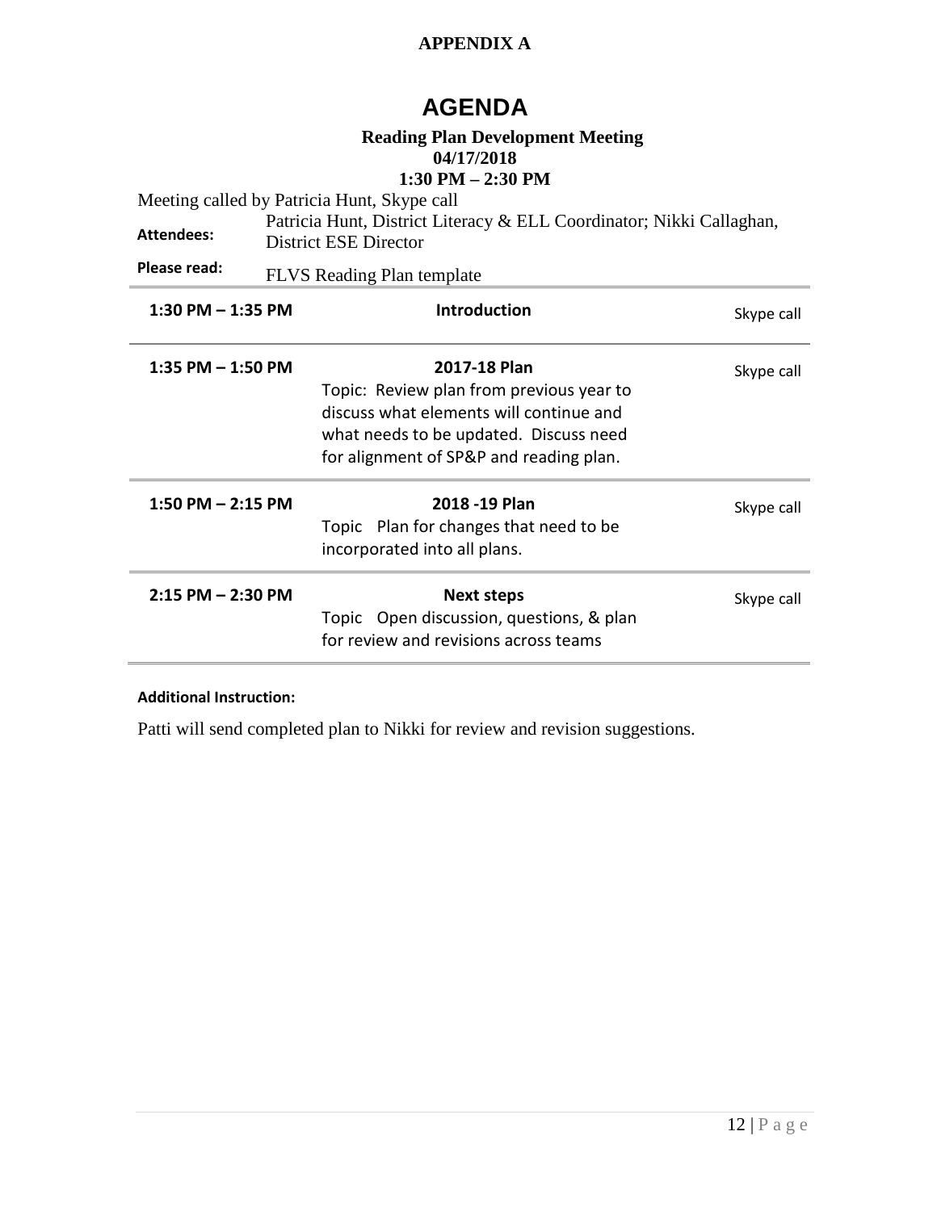**APPENDIX A**

# AGENDA

**Reading Plan Development Meeting**
**04/17/2018**
**1:30 PM – 2:30 PM**

Meeting called by Patricia Hunt, Skype call

**Attendees:** Patricia Hunt, District Literacy & ELL Coordinator; Nikki Callaghan, District ESE Director

**Please read:** FLVS Reading Plan template

| | | |
|---|---|---|
| **1:30 PM – 1:35 PM** | **Introduction** | Skype call |
| **1:35 PM – 1:50 PM** | **2017-18 Plan**<br>Topic: Review plan from previous year to discuss what elements will continue and what needs to be updated. Discuss need for alignment of SP&P and reading plan. | Skype call |
| **1:50 PM – 2:15 PM** | **2018 -19 Plan**<br>Topic Plan for changes that need to be incorporated into all plans. | Skype call |
| **2:15 PM – 2:30 PM** | **Next steps**<br>Topic Open discussion, questions, & plan for review and revisions across teams | Skype call |

**Additional Instruction:**

Patti will send completed plan to Nikki for review and revision suggestions.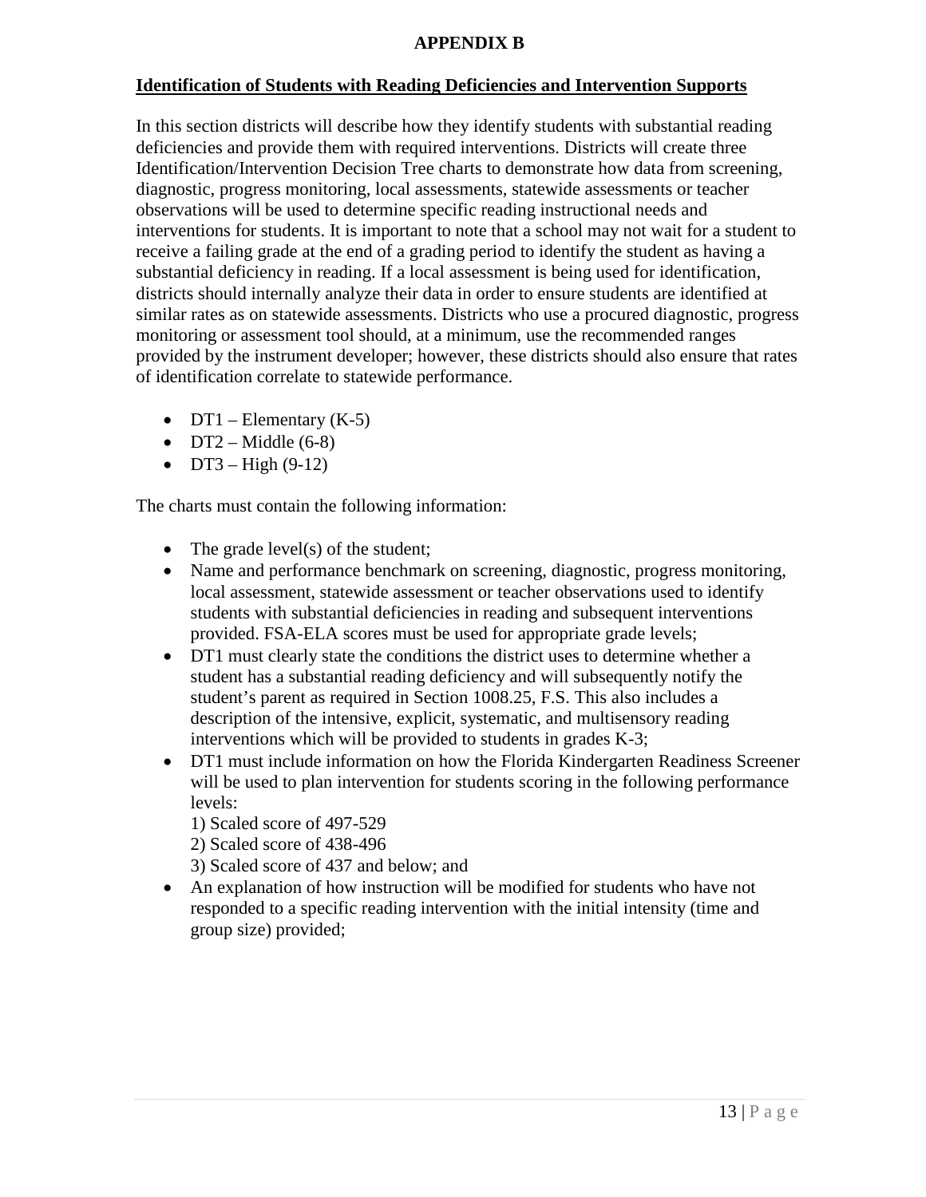# APPENDIX B

**Identification of Students with Reading Deficiencies and Intervention Supports**

In this section districts will describe how they identify students with substantial reading deficiencies and provide them with required interventions. Districts will create three Identification/Intervention Decision Tree charts to demonstrate how data from screening, diagnostic, progress monitoring, local assessments, statewide assessments or teacher observations will be used to determine specific reading instructional needs and interventions for students. It is important to note that a school may not wait for a student to receive a failing grade at the end of a grading period to identify the student as having a substantial deficiency in reading. If a local assessment is being used for identification, districts should internally analyze their data in order to ensure students are identified at similar rates as on statewide assessments. Districts who use a procured diagnostic, progress monitoring or assessment tool should, at a minimum, use the recommended ranges provided by the instrument developer; however, these districts should also ensure that rates of identification correlate to statewide performance.

- DT1 – Elementary (K-5)
- DT2 – Middle (6-8)
- DT3 – High (9-12)

The charts must contain the following information:

- The grade level(s) of the student;
- Name and performance benchmark on screening, diagnostic, progress monitoring, local assessment, statewide assessment or teacher observations used to identify students with substantial deficiencies in reading and subsequent interventions provided. FSA-ELA scores must be used for appropriate grade levels;
- DT1 must clearly state the conditions the district uses to determine whether a student has a substantial reading deficiency and will subsequently notify the student's parent as required in Section 1008.25, F.S. This also includes a description of the intensive, explicit, systematic, and multisensory reading interventions which will be provided to students in grades K-3;
- DT1 must include information on how the Florida Kindergarten Readiness Screener will be used to plan intervention for students scoring in the following performance levels:
  1) Scaled score of 497-529
  2) Scaled score of 438-496
  3) Scaled score of 437 and below; and
- An explanation of how instruction will be modified for students who have not responded to a specific reading intervention with the initial intensity (time and group size) provided;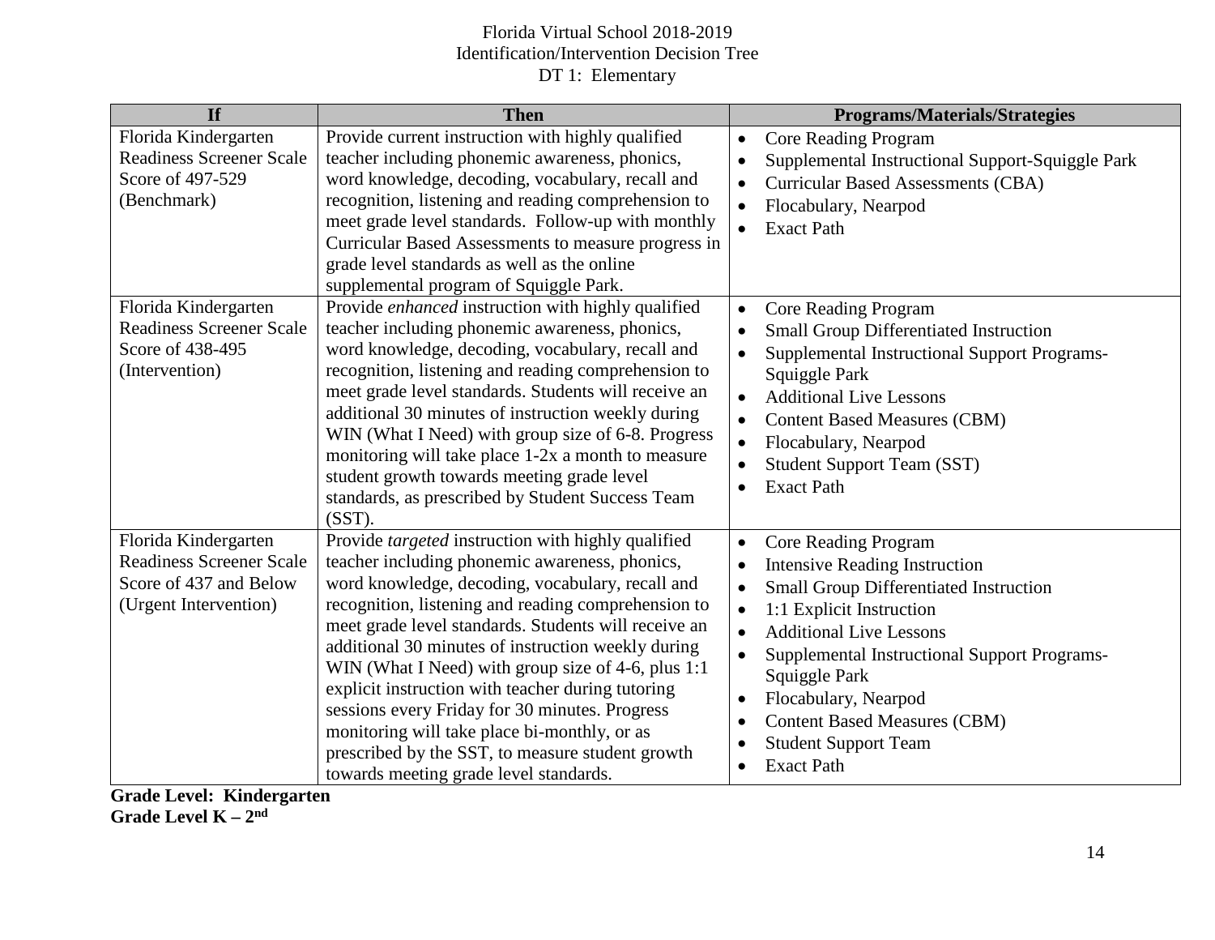Florida Virtual School 2018-2019
Identification/Intervention Decision Tree
DT 1: Elementary

| If | Then | Programs/Materials/Strategies |
|---|---|---|
| Florida Kindergarten Readiness Screener Scale Score of 497-529 (Benchmark) | Provide current instruction with highly qualified teacher including phonemic awareness, phonics, word knowledge, decoding, vocabulary, recall and recognition, listening and reading comprehension to meet grade level standards. Follow-up with monthly Curricular Based Assessments to measure progress in grade level standards as well as the online supplemental program of Squiggle Park. | • Core Reading Program<br>• Supplemental Instructional Support-Squiggle Park<br>• Curricular Based Assessments (CBA)<br>• Flocabulary, Nearpod<br>• Exact Path |
| Florida Kindergarten Readiness Screener Scale Score of 438-495 (Intervention) | Provide *enhanced* instruction with highly qualified teacher including phonemic awareness, phonics, word knowledge, decoding, vocabulary, recall and recognition, listening and reading comprehension to meet grade level standards. Students will receive an additional 30 minutes of instruction weekly during WIN (What I Need) with group size of 6-8. Progress monitoring will take place 1-2x a month to measure student growth towards meeting grade level standards, as prescribed by Student Success Team (SST). | • Core Reading Program<br>• Small Group Differentiated Instruction<br>• Supplemental Instructional Support Programs-Squiggle Park<br>• Additional Live Lessons<br>• Content Based Measures (CBM)<br>• Flocabulary, Nearpod<br>• Student Support Team (SST)<br>• Exact Path |
| Florida Kindergarten Readiness Screener Scale Score of 437 and Below (Urgent Intervention) | Provide *targeted* instruction with highly qualified teacher including phonemic awareness, phonics, word knowledge, decoding, vocabulary, recall and recognition, listening and reading comprehension to meet grade level standards. Students will receive an additional 30 minutes of instruction weekly during WIN (What I Need) with group size of 4-6, plus 1:1 explicit instruction with teacher during tutoring sessions every Friday for 30 minutes. Progress monitoring will take place bi-monthly, or as prescribed by the SST, to measure student growth towards meeting grade level standards. | • Core Reading Program<br>• Intensive Reading Instruction<br>• Small Group Differentiated Instruction<br>• 1:1 Explicit Instruction<br>• Additional Live Lessons<br>• Supplemental Instructional Support Programs-Squiggle Park<br>• Flocabulary, Nearpod<br>• Content Based Measures (CBM)<br>• Student Support Team<br>• Exact Path |

**Grade Level: Kindergarten**
**Grade Level K – 2nd**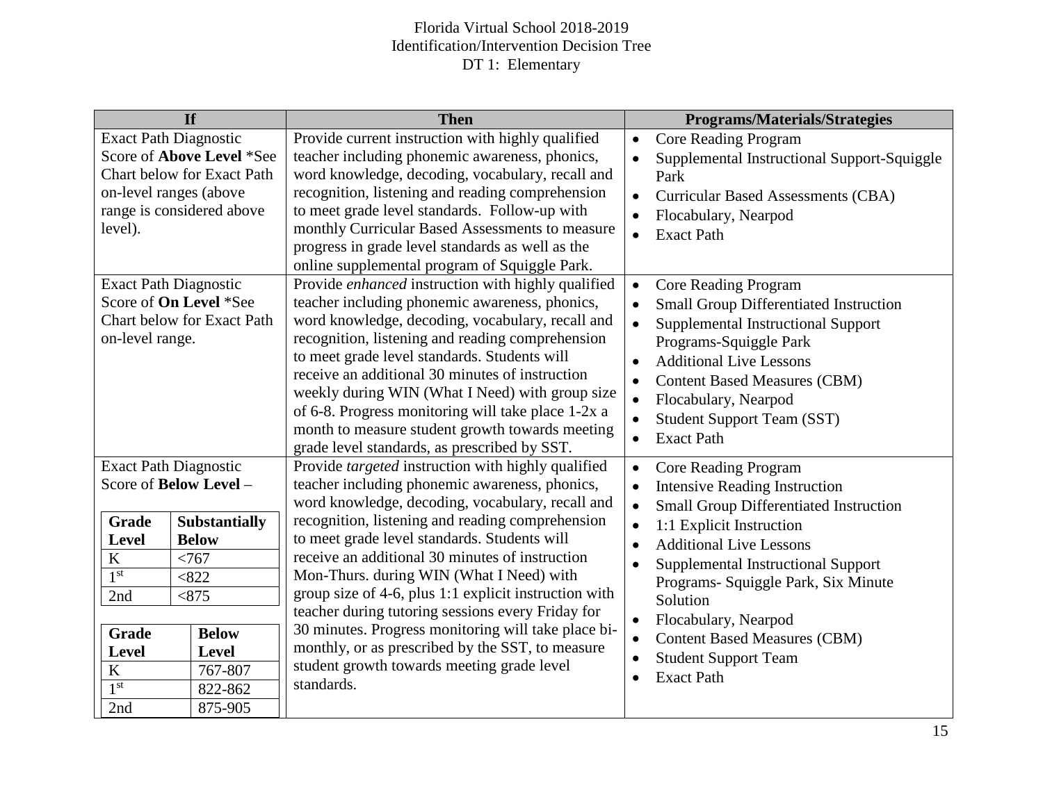# Florida Virtual School 2018-2019
## Identification/Intervention Decision Tree
### DT 1: Elementary

| If | Then | Programs/Materials/Strategies |
|---|---|---|
| Exact Path Diagnostic Score of **Above Level** *See Chart below for Exact Path on-level ranges (above range is considered above level). | Provide current instruction with highly qualified teacher including phonemic awareness, phonics, word knowledge, decoding, vocabulary, recall and recognition, listening and reading comprehension to meet grade level standards. Follow-up with monthly Curricular Based Assessments to measure progress in grade level standards as well as the online supplemental program of Squiggle Park. | • Core Reading Program<br>• Supplemental Instructional Support-Squiggle Park<br>• Curricular Based Assessments (CBA)<br>• Flocabulary, Nearpod<br>• Exact Path |
| Exact Path Diagnostic Score of **On Level** *See Chart below for Exact Path on-level range. | Provide *enhanced* instruction with highly qualified teacher including phonemic awareness, phonics, word knowledge, decoding, vocabulary, recall and recognition, listening and reading comprehension to meet grade level standards. Students will receive an additional 30 minutes of instruction weekly during WIN (What I Need) with group size of 6-8. Progress monitoring will take place 1-2x a month to measure student growth towards meeting grade level standards, as prescribed by SST. | • Core Reading Program<br>• Small Group Differentiated Instruction<br>• Supplemental Instructional Support Programs-Squiggle Park<br>• Additional Live Lessons<br>• Content Based Measures (CBM)<br>• Flocabulary, Nearpod<br>• Student Support Team (SST)<br>• Exact Path |
| Exact Path Diagnostic Score of **Below Level** –<br><br>**Grade Level** / **Substantially Below**:<br>K: <767<br>1st: <822<br>2nd: <875<br><br>**Grade Level** / **Below Level**:<br>K: 767-807<br>1st: 822-862<br>2nd: 875-905 | Provide *targeted* instruction with highly qualified teacher including phonemic awareness, phonics, word knowledge, decoding, vocabulary, recall and recognition, listening and reading comprehension to meet grade level standards. Students will receive an additional 30 minutes of instruction Mon-Thurs. during WIN (What I Need) with group size of 4-6, plus 1:1 explicit instruction with teacher during tutoring sessions every Friday for 30 minutes. Progress monitoring will take place bi-monthly, or as prescribed by the SST, to measure student growth towards meeting grade level standards. | • Core Reading Program<br>• Intensive Reading Instruction<br>• Small Group Differentiated Instruction<br>• 1:1 Explicit Instruction<br>• Additional Live Lessons<br>• Supplemental Instructional Support Programs- Squiggle Park, Six Minute Solution<br>• Flocabulary, Nearpod<br>• Content Based Measures (CBM)<br>• Student Support Team<br>• Exact Path |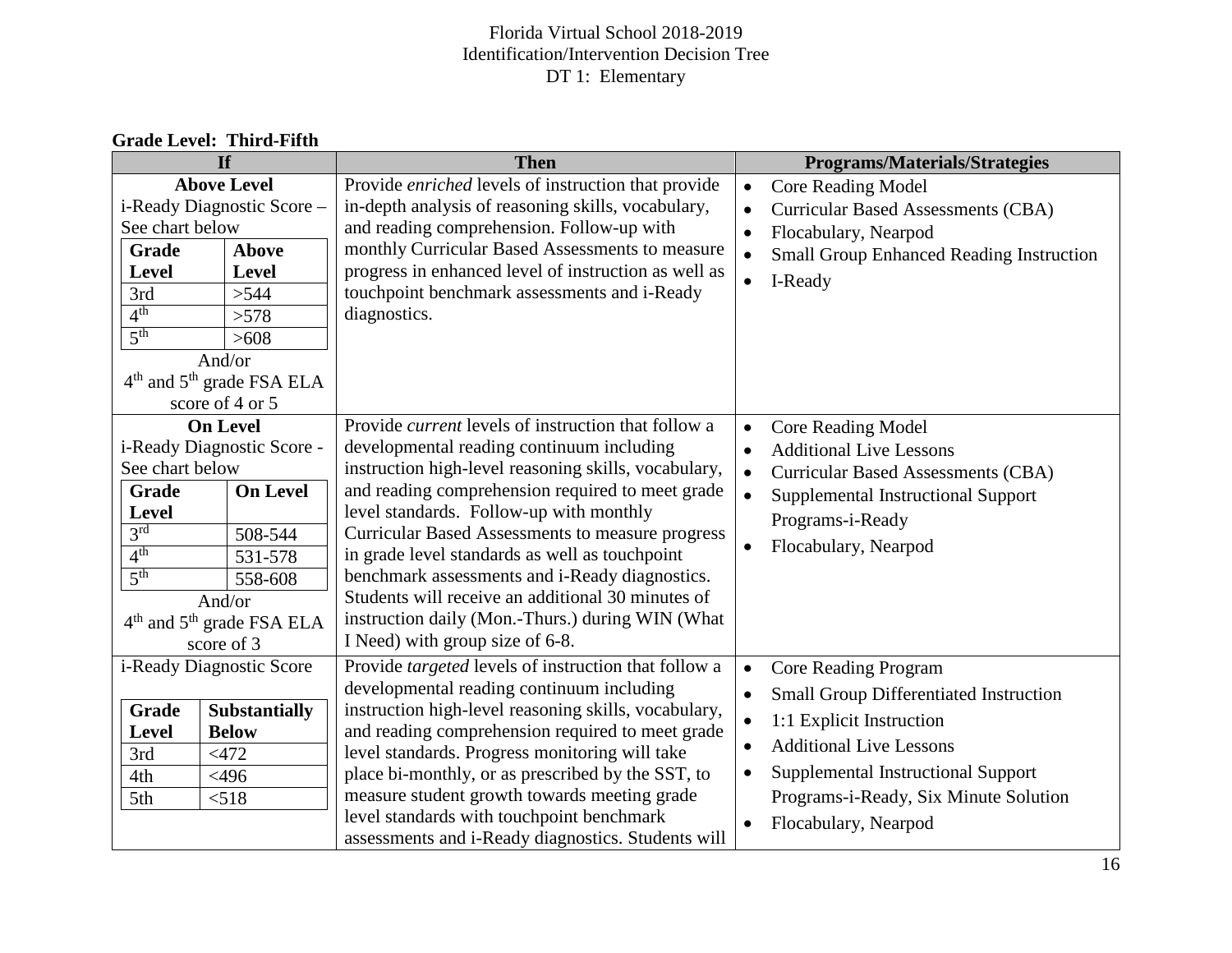# Florida Virtual School 2018-2019
## Identification/Intervention Decision Tree
### DT 1: Elementary

**Grade Level: Third-Fifth**

| If | Then | Programs/Materials/Strategies |
|---|---|---|
| **Above Level**<br>i-Ready Diagnostic Score – See chart below<br><br>**Grade Level** / **Above Level**<br>3rd: >544<br>4th: >578<br>5th: >608<br><br>And/or<br>4th and 5th grade FSA ELA score of 4 or 5 | Provide *enriched* levels of instruction that provide in-depth analysis of reasoning skills, vocabulary, and reading comprehension. Follow-up with monthly Curricular Based Assessments to measure progress in enhanced level of instruction as well as touchpoint benchmark assessments and i-Ready diagnostics. | • Core Reading Model<br>• Curricular Based Assessments (CBA)<br>• Flocabulary, Nearpod<br>• Small Group Enhanced Reading Instruction<br>• I-Ready |
| **On Level**<br>i-Ready Diagnostic Score - See chart below<br><br>**Grade Level** / **On Level**<br>3rd: 508-544<br>4th: 531-578<br>5th: 558-608<br><br>And/or<br>4th and 5th grade FSA ELA score of 3 | Provide *current* levels of instruction that follow a developmental reading continuum including instruction high-level reasoning skills, vocabulary, and reading comprehension required to meet grade level standards. Follow-up with monthly Curricular Based Assessments to measure progress in grade level standards as well as touchpoint benchmark assessments and i-Ready diagnostics. Students will receive an additional 30 minutes of instruction daily (Mon.-Thurs.) during WIN (What I Need) with group size of 6-8. | • Core Reading Model<br>• Additional Live Lessons<br>• Curricular Based Assessments (CBA)<br>• Supplemental Instructional Support Programs-i-Ready<br>• Flocabulary, Nearpod |
| i-Ready Diagnostic Score<br><br>**Grade Level** / **Substantially Below**<br>3rd: <472<br>4th: <496<br>5th: <518 | Provide *targeted* levels of instruction that follow a developmental reading continuum including instruction high-level reasoning skills, vocabulary, and reading comprehension required to meet grade level standards. Progress monitoring will take place bi-monthly, or as prescribed by the SST, to measure student growth towards meeting grade level standards with touchpoint benchmark assessments and i-Ready diagnostics. Students will | • Core Reading Program<br>• Small Group Differentiated Instruction<br>• 1:1 Explicit Instruction<br>• Additional Live Lessons<br>• Supplemental Instructional Support Programs-i-Ready, Six Minute Solution<br>• Flocabulary, Nearpod |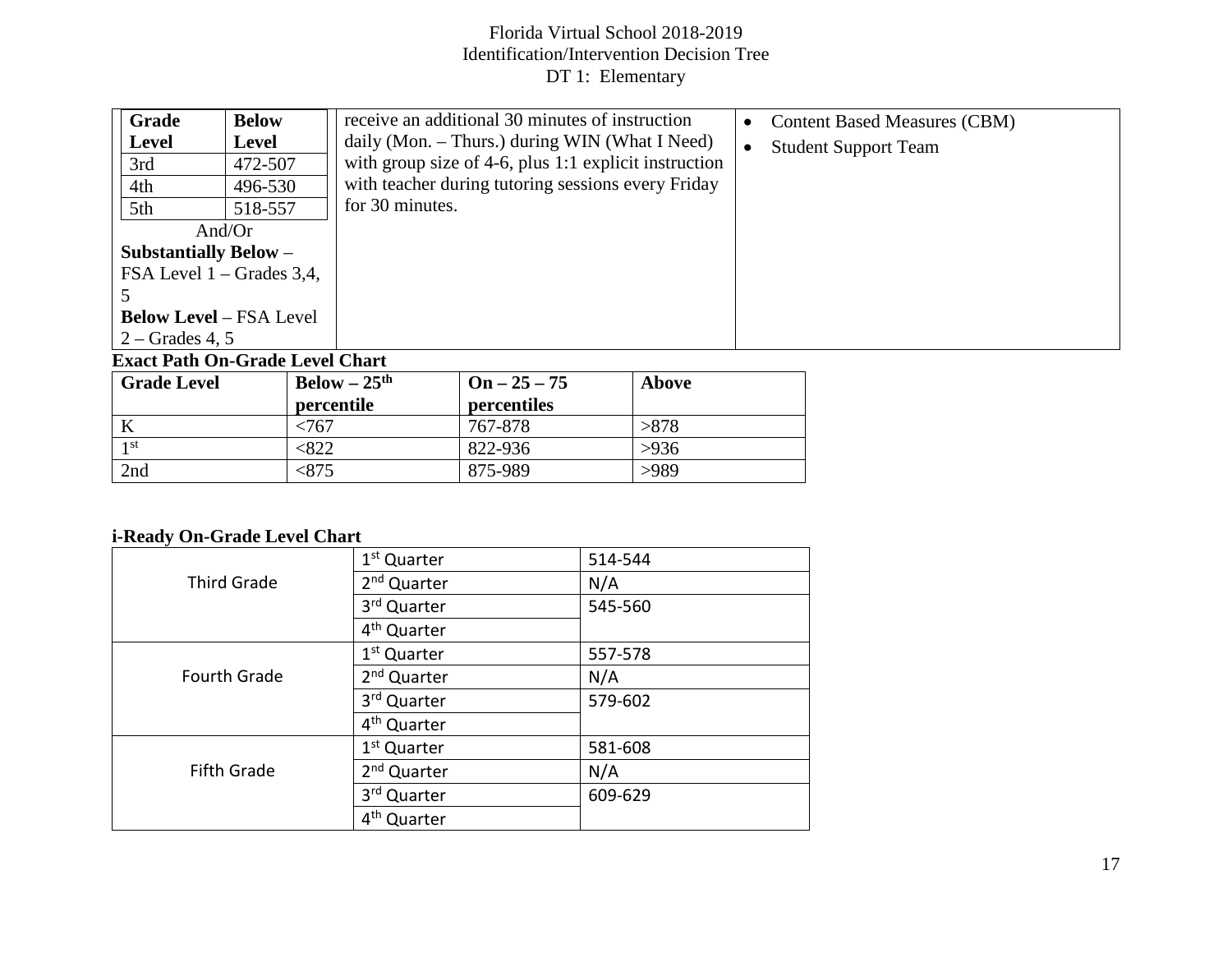# Florida Virtual School 2018-2019
## Identification/Intervention Decision Tree
### DT 1: Elementary

| | | |
|---|---|---|
| <table><tr><th>Grade Level</th><th>Below Level</th></tr><tr><td>3rd</td><td>472-507</td></tr><tr><td>4th</td><td>496-530</td></tr><tr><td>5th</td><td>518-557</td></tr></table> And/Or<br>**Substantially Below** – FSA Level 1 – Grades 3,4, 5<br>**Below Level** – FSA Level 2 – Grades 4, 5 | receive an additional 30 minutes of instruction daily (Mon. – Thurs.) during WIN (What I Need) with group size of 4-6, plus 1:1 explicit instruction with teacher during tutoring sessions every Friday for 30 minutes. | • Content Based Measures (CBM)<br>• Student Support Team |

**Exact Path On-Grade Level Chart**

| Grade Level | Below – 25th percentile | On – 25 – 75 percentiles | Above |
|---|---|---|---|
| K | <767 | 767-878 | >878 |
| 1st | <822 | 822-936 | >936 |
| 2nd | <875 | 875-989 | >989 |

**i-Ready On-Grade Level Chart**

| | | |
|---|---|---|
| Third Grade | 1st Quarter | 514-544 |
| | 2nd Quarter | N/A |
| | 3rd Quarter | 545-560 |
| | 4th Quarter | |
| Fourth Grade | 1st Quarter | 557-578 |
| | 2nd Quarter | N/A |
| | 3rd Quarter | 579-602 |
| | 4th Quarter | |
| Fifth Grade | 1st Quarter | 581-608 |
| | 2nd Quarter | N/A |
| | 3rd Quarter | 609-629 |
| | 4th Quarter | |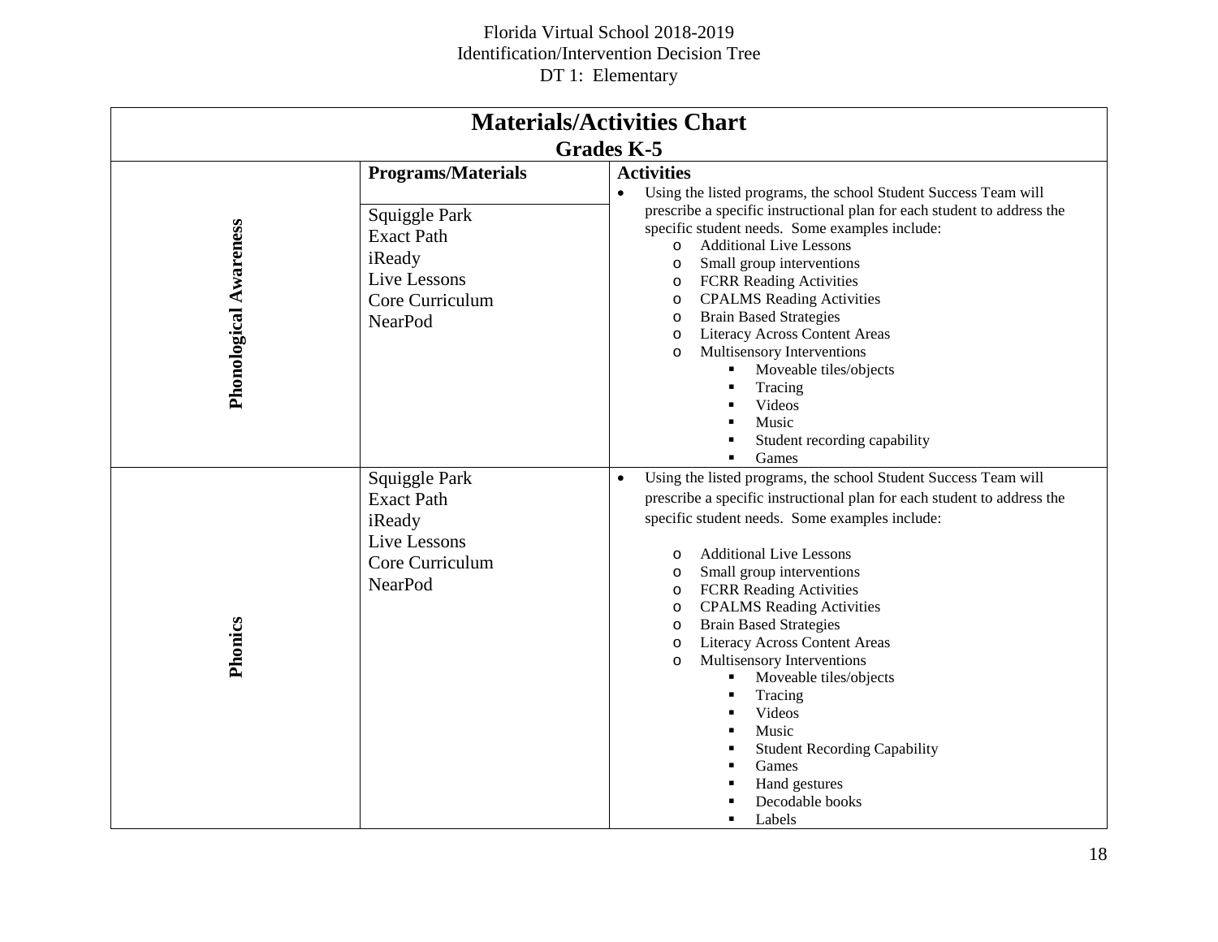Florida Virtual School 2018-2019
Identification/Intervention Decision Tree
DT 1: Elementary

## Materials/Activities Chart

### Grades K-5

| | Programs/Materials | Activities |
|---|---|---|
| **Phonological Awareness** | Squiggle Park<br>Exact Path<br>iReady<br>Live Lessons<br>Core Curriculum<br>NearPod | • Using the listed programs, the school Student Success Team will prescribe a specific instructional plan for each student to address the specific student needs. Some examples include:<br>o Additional Live Lessons<br>o Small group interventions<br>o FCRR Reading Activities<br>o CPALMS Reading Activities<br>o Brain Based Strategies<br>o Literacy Across Content Areas<br>o Multisensory Interventions<br>▪ Moveable tiles/objects<br>▪ Tracing<br>▪ Videos<br>▪ Music<br>▪ Student recording capability<br>▪ Games |
| **Phonics** | Squiggle Park<br>Exact Path<br>iReady<br>Live Lessons<br>Core Curriculum<br>NearPod | • Using the listed programs, the school Student Success Team will prescribe a specific instructional plan for each student to address the specific student needs. Some examples include:<br>o Additional Live Lessons<br>o Small group interventions<br>o FCRR Reading Activities<br>o CPALMS Reading Activities<br>o Brain Based Strategies<br>o Literacy Across Content Areas<br>o Multisensory Interventions<br>▪ Moveable tiles/objects<br>▪ Tracing<br>▪ Videos<br>▪ Music<br>▪ Student Recording Capability<br>▪ Games<br>▪ Hand gestures<br>▪ Decodable books<br>▪ Labels |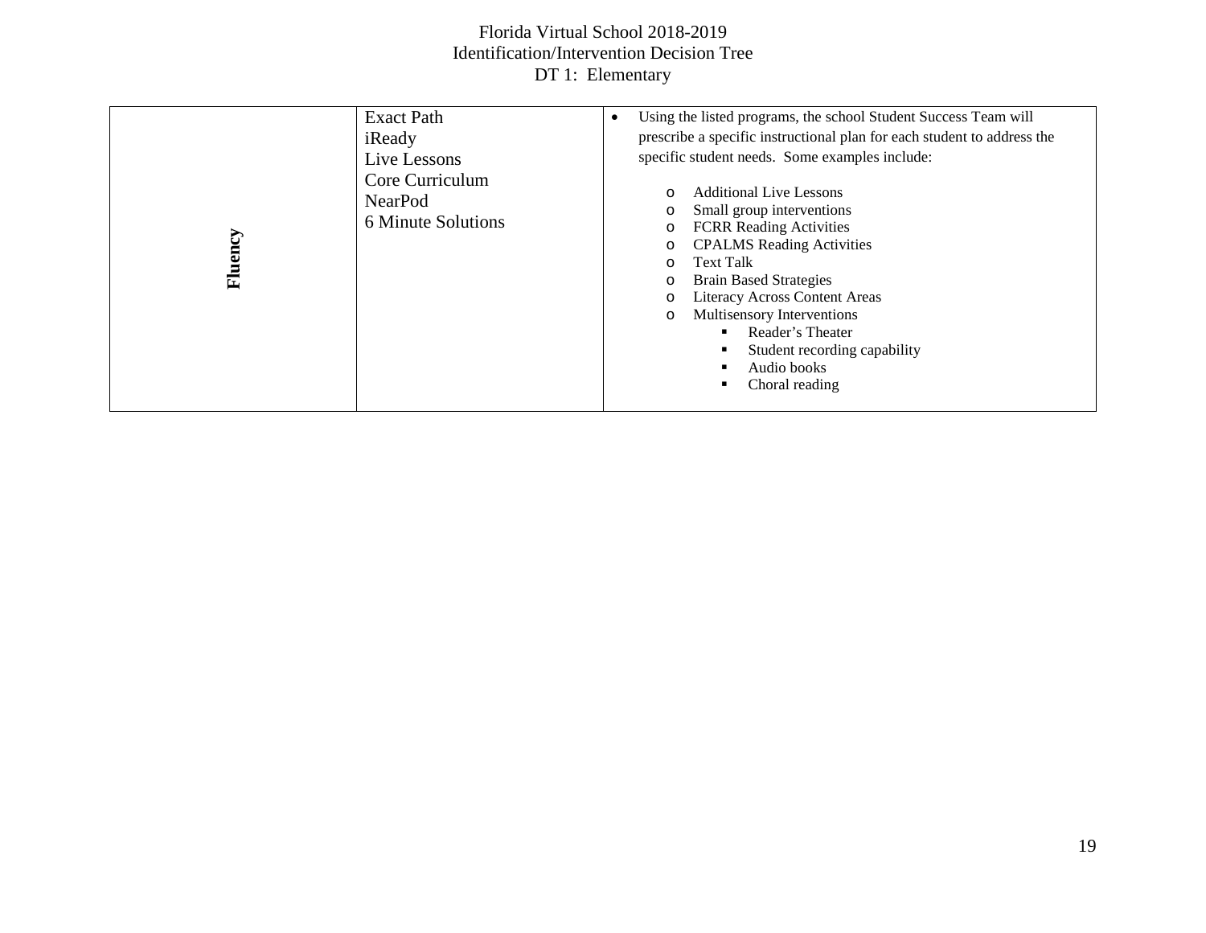| Fluency | Exact Path<br>iReady<br>Live Lessons<br>Core Curriculum<br>NearPod<br>6 Minute Solutions | • Using the listed programs, the school Student Success Team will prescribe a specific instructional plan for each student to address the specific student needs. Some examples include:<br>o Additional Live Lessons<br>o Small group interventions<br>o FCRR Reading Activities<br>o CPALMS Reading Activities<br>o Text Talk<br>o Brain Based Strategies<br>o Literacy Across Content Areas<br>o Multisensory Interventions<br>▪ Reader's Theater<br>▪ Student recording capability<br>▪ Audio books<br>▪ Choral reading |
|---|---|---|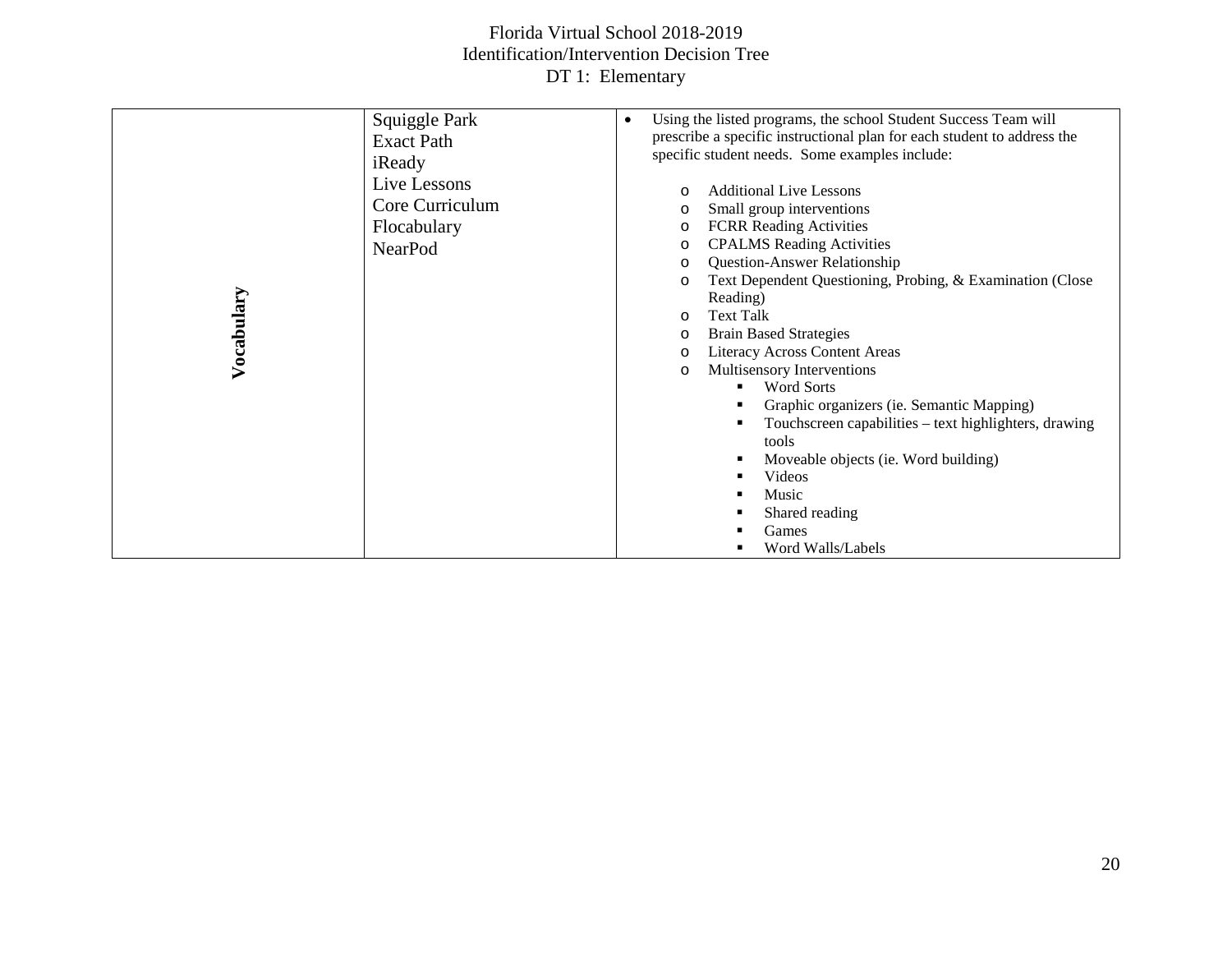Florida Virtual School 2018-2019
Identification/Intervention Decision Tree
DT 1: Elementary

| | | |
|---|---|---|
| **Vocabulary** | Squiggle Park<br>Exact Path<br>iReady<br>Live Lessons<br>Core Curriculum<br>Flocabulary<br>NearPod | • Using the listed programs, the school Student Success Team will prescribe a specific instructional plan for each student to address the specific student needs. Some examples include:<br>o Additional Live Lessons<br>o Small group interventions<br>o FCRR Reading Activities<br>o CPALMS Reading Activities<br>o Question-Answer Relationship<br>o Text Dependent Questioning, Probing, & Examination (Close Reading)<br>o Text Talk<br>o Brain Based Strategies<br>o Literacy Across Content Areas<br>o Multisensory Interventions<br>▪ Word Sorts<br>▪ Graphic organizers (ie. Semantic Mapping)<br>▪ Touchscreen capabilities – text highlighters, drawing tools<br>▪ Moveable objects (ie. Word building)<br>▪ Videos<br>▪ Music<br>▪ Shared reading<br>▪ Games<br>▪ Word Walls/Labels |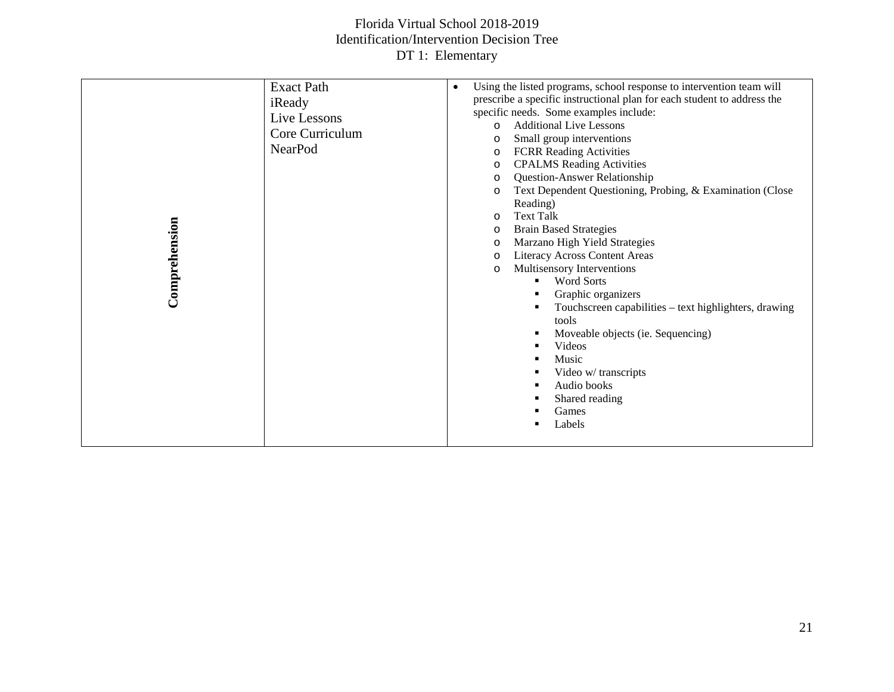Florida Virtual School 2018-2019
Identification/Intervention Decision Tree
DT 1: Elementary

| | | |
|---|---|---|
| **Comprehension** | Exact Path<br>iReady<br>Live Lessons<br>Core Curriculum<br>NearPod | • Using the listed programs, school response to intervention team will prescribe a specific instructional plan for each student to address the specific needs. Some examples include:<br>o Additional Live Lessons<br>o Small group interventions<br>o FCRR Reading Activities<br>o CPALMS Reading Activities<br>o Question-Answer Relationship<br>o Text Dependent Questioning, Probing, & Examination (Close Reading)<br>o Text Talk<br>o Brain Based Strategies<br>o Marzano High Yield Strategies<br>o Literacy Across Content Areas<br>o Multisensory Interventions<br>▪ Word Sorts<br>▪ Graphic organizers<br>▪ Touchscreen capabilities – text highlighters, drawing tools<br>▪ Moveable objects (ie. Sequencing)<br>▪ Videos<br>▪ Music<br>▪ Video w/ transcripts<br>▪ Audio books<br>▪ Shared reading<br>▪ Games<br>▪ Labels |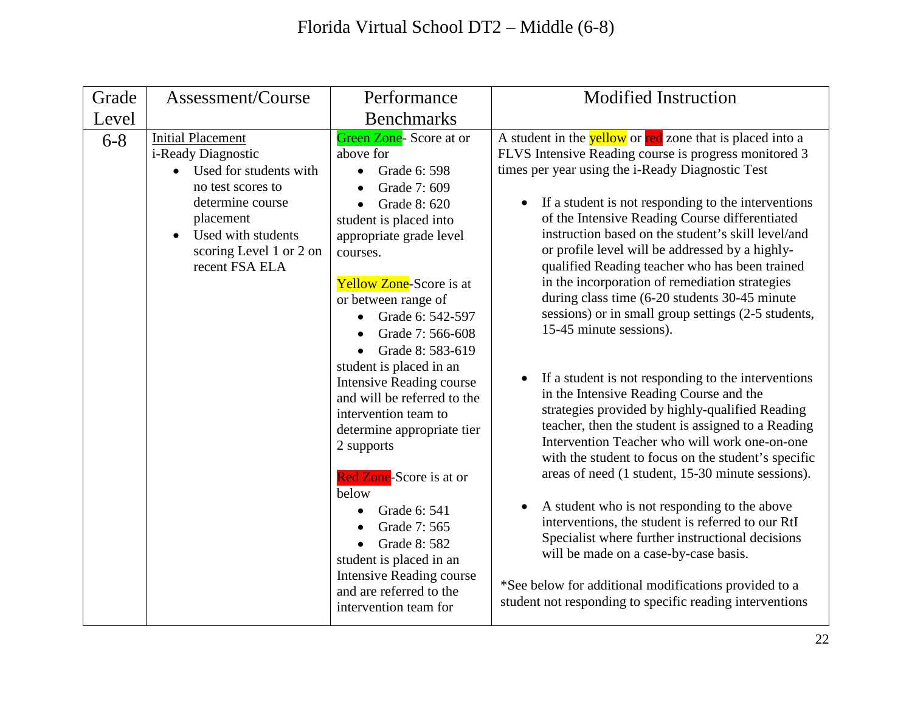# Florida Virtual School DT2 – Middle (6-8)

| Grade Level | Assessment/Course | Performance Benchmarks | Modified Instruction |
|---|---|---|---|
| 6-8 | <u>Initial Placement</u><br>i-Ready Diagnostic<br>• Used for students with no test scores to determine course placement<br>• Used with students scoring Level 1 or 2 on recent FSA ELA | Green Zone- Score at or above for<br>• Grade 6: 598<br>• Grade 7: 609<br>• Grade 8: 620<br>student is placed into appropriate grade level courses.<br><br>Yellow Zone-Score is at or between range of<br>• Grade 6: 542-597<br>• Grade 7: 566-608<br>• Grade 8: 583-619<br>student is placed in an Intensive Reading course and will be referred to the intervention team to determine appropriate tier 2 supports<br><br>Red Zone-Score is at or below<br>• Grade 6: 541<br>• Grade 7: 565<br>• Grade 8: 582<br>student is placed in an Intensive Reading course and are referred to the intervention team for | A student in the yellow or red zone that is placed into a FLVS Intensive Reading course is progress monitored 3 times per year using the i-Ready Diagnostic Test<br><br>• If a student is not responding to the interventions of the Intensive Reading Course differentiated instruction based on the student's skill level/and or profile level will be addressed by a highly-qualified Reading teacher who has been trained in the incorporation of remediation strategies during class time (6-20 students 30-45 minute sessions) or in small group settings (2-5 students, 15-45 minute sessions).<br><br>• If a student is not responding to the interventions in the Intensive Reading Course and the strategies provided by highly-qualified Reading teacher, then the student is assigned to a Reading Intervention Teacher who will work one-on-one with the student to focus on the student's specific areas of need (1 student, 15-30 minute sessions).<br><br>• A student who is not responding to the above interventions, the student is referred to our RtI Specialist where further instructional decisions will be made on a case-by-case basis.<br><br>*See below for additional modifications provided to a student not responding to specific reading interventions |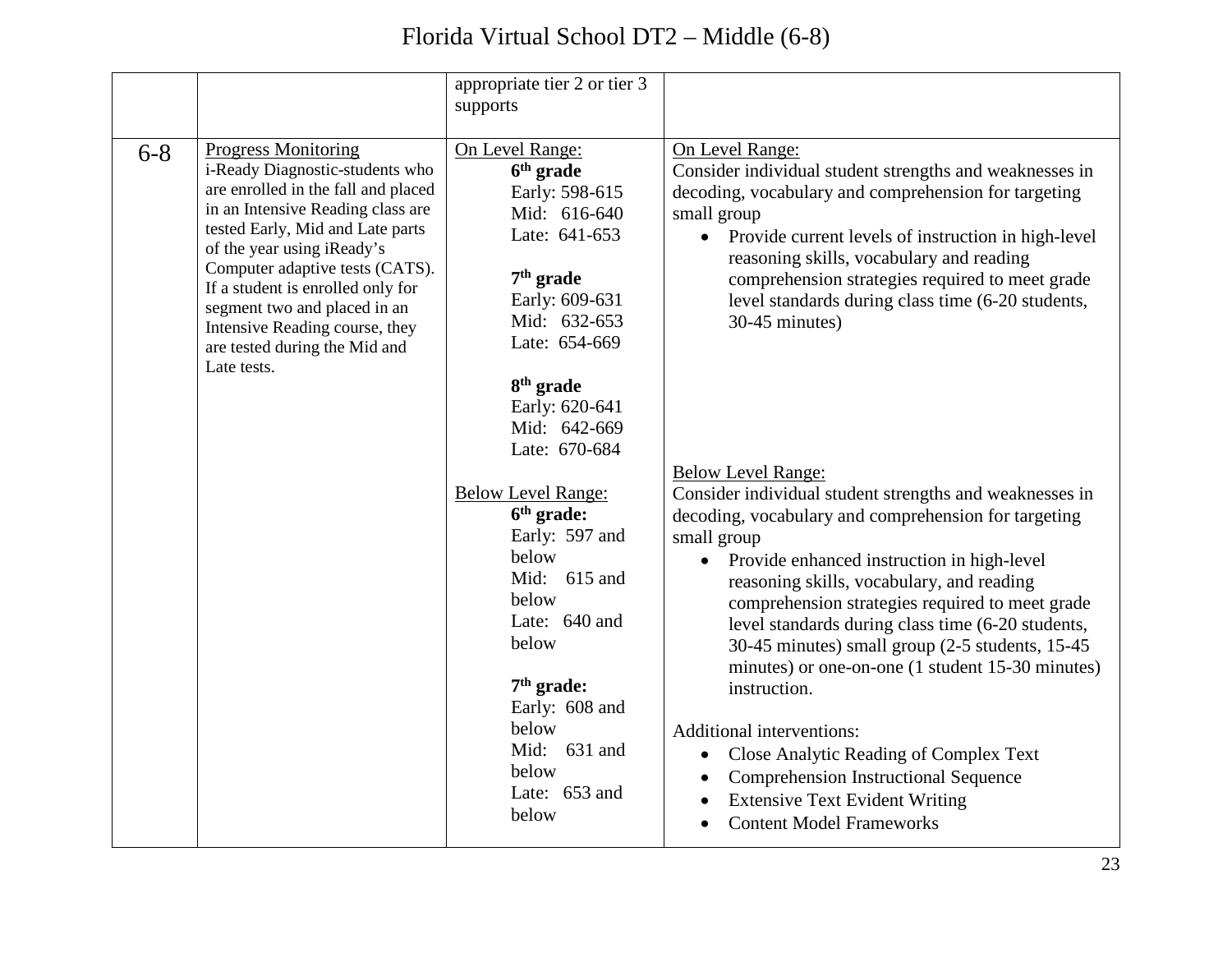| | | | |
|---|---|---|---|
| | | appropriate tier 2 or tier 3 supports | |
| 6-8 | Progress Monitoring<br>i-Ready Diagnostic-students who are enrolled in the fall and placed in an Intensive Reading class are tested Early, Mid and Late parts of the year using iReady's Computer adaptive tests (CATS). If a student is enrolled only for segment two and placed in an Intensive Reading course, they are tested during the Mid and Late tests. | On Level Range:<br>**6th grade**<br>Early: 598-615<br>Mid: 616-640<br>Late: 641-653<br><br>**7th grade**<br>Early: 609-631<br>Mid: 632-653<br>Late: 654-669<br><br>**8th grade**<br>Early: 620-641<br>Mid: 642-669<br>Late: 670-684<br><br>Below Level Range:<br>**6th grade:**<br>Early: 597 and below<br>Mid: 615 and below<br>Late: 640 and below<br><br>**7th grade:**<br>Early: 608 and below<br>Mid: 631 and below<br>Late: 653 and below | On Level Range:<br>Consider individual student strengths and weaknesses in decoding, vocabulary and comprehension for targeting small group<br>• Provide current levels of instruction in high-level reasoning skills, vocabulary and reading comprehension strategies required to meet grade level standards during class time (6-20 students, 30-45 minutes)<br><br>Below Level Range:<br>Consider individual student strengths and weaknesses in decoding, vocabulary and comprehension for targeting small group<br>• Provide enhanced instruction in high-level reasoning skills, vocabulary, and reading comprehension strategies required to meet grade level standards during class time (6-20 students, 30-45 minutes) small group (2-5 students, 15-45 minutes) or one-on-one (1 student 15-30 minutes) instruction.<br><br>Additional interventions:<br>• Close Analytic Reading of Complex Text<br>• Comprehension Instructional Sequence<br>• Extensive Text Evident Writing<br>• Content Model Frameworks |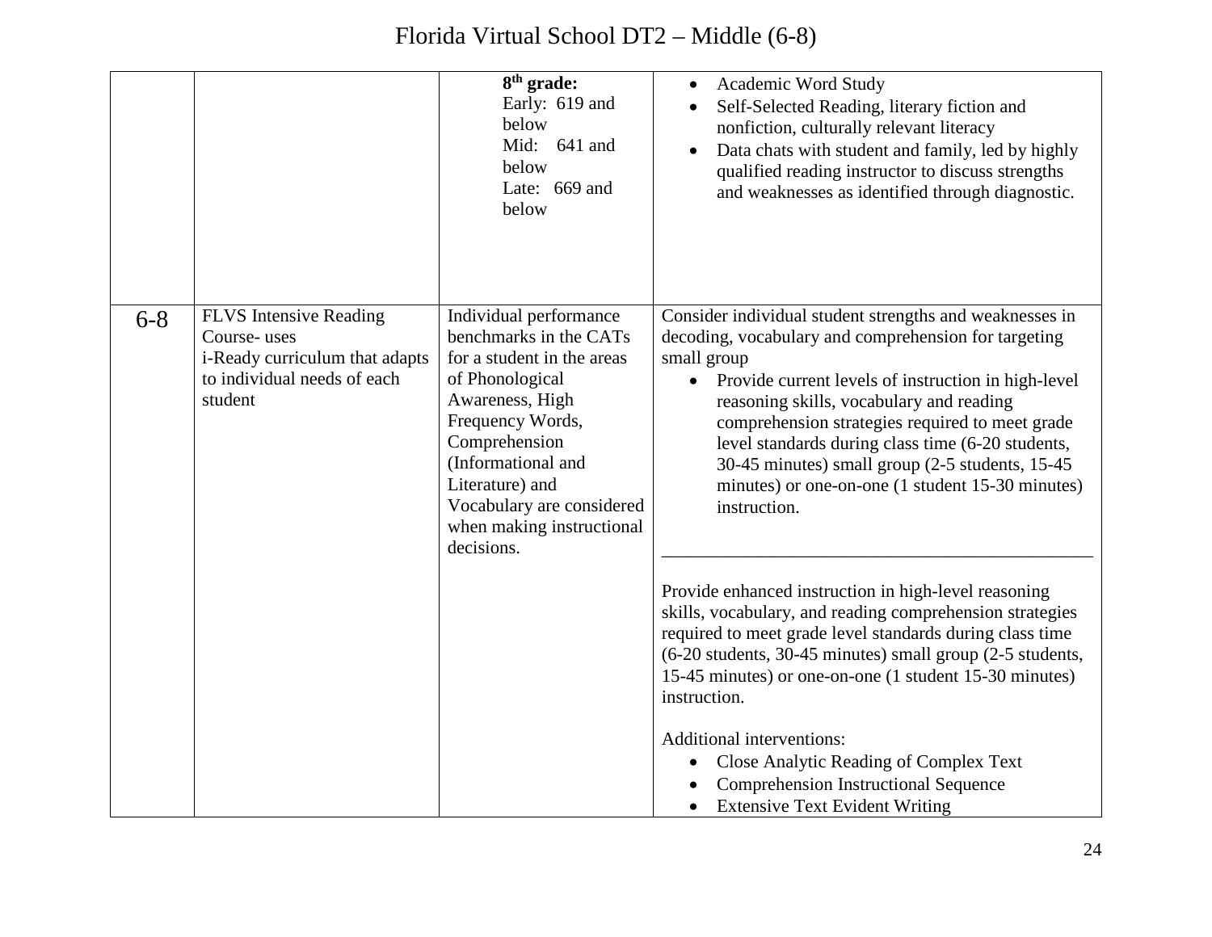| | | | |
|---|---|---|---|
| | | **8th grade:**<br>Early: 619 and below<br>Mid: 641 and below<br>Late: 669 and below | • Academic Word Study<br>• Self-Selected Reading, literary fiction and nonfiction, culturally relevant literacy<br>• Data chats with student and family, led by highly qualified reading instructor to discuss strengths and weaknesses as identified through diagnostic. |
| 6-8 | FLVS Intensive Reading Course- uses i-Ready curriculum that adapts to individual needs of each student | Individual performance benchmarks in the CATs for a student in the areas of Phonological Awareness, High Frequency Words, Comprehension (Informational and Literature) and Vocabulary are considered when making instructional decisions. | Consider individual student strengths and weaknesses in decoding, vocabulary and comprehension for targeting small group<br>• Provide current levels of instruction in high-level reasoning skills, vocabulary and reading comprehension strategies required to meet grade level standards during class time (6-20 students, 30-45 minutes) small group (2-5 students, 15-45 minutes) or one-on-one (1 student 15-30 minutes) instruction.<br>\_\_\_\_\_\_\_\_\_\_\_\_\_\_\_\_\_\_\_\_\_\_\_\_\_\_\_\_\_\_\_\_\_\_\_\_\_\_\_\_<br>Provide enhanced instruction in high-level reasoning skills, vocabulary, and reading comprehension strategies required to meet grade level standards during class time (6-20 students, 30-45 minutes) small group (2-5 students, 15-45 minutes) or one-on-one (1 student 15-30 minutes) instruction.<br><br>Additional interventions:<br>• Close Analytic Reading of Complex Text<br>• Comprehension Instructional Sequence<br>• Extensive Text Evident Writing |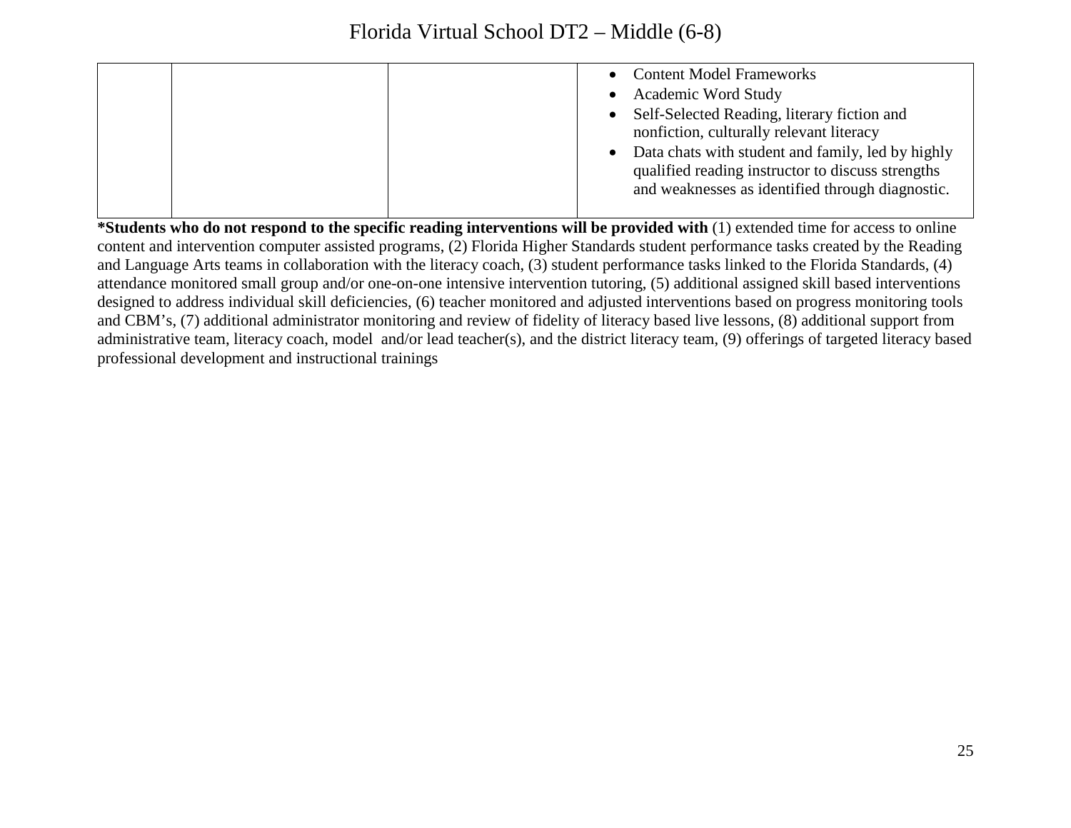|  |  |  | <ul><li>Content Model Frameworks</li><li>Academic Word Study</li><li>Self-Selected Reading, literary fiction and nonfiction, culturally relevant literacy</li><li>Data chats with student and family, led by highly qualified reading instructor to discuss strengths and weaknesses as identified through diagnostic.</li></ul> |
|---|---|---|---|

**\*Students who do not respond to the specific reading interventions will be provided with** (1) extended time for access to online content and intervention computer assisted programs, (2) Florida Higher Standards student performance tasks created by the Reading and Language Arts teams in collaboration with the literacy coach, (3) student performance tasks linked to the Florida Standards, (4) attendance monitored small group and/or one-on-one intensive intervention tutoring, (5) additional assigned skill based interventions designed to address individual skill deficiencies, (6) teacher monitored and adjusted interventions based on progress monitoring tools and CBM's, (7) additional administrator monitoring and review of fidelity of literacy based live lessons, (8) additional support from administrative team, literacy coach, model and/or lead teacher(s), and the district literacy team, (9) offerings of targeted literacy based professional development and instructional trainings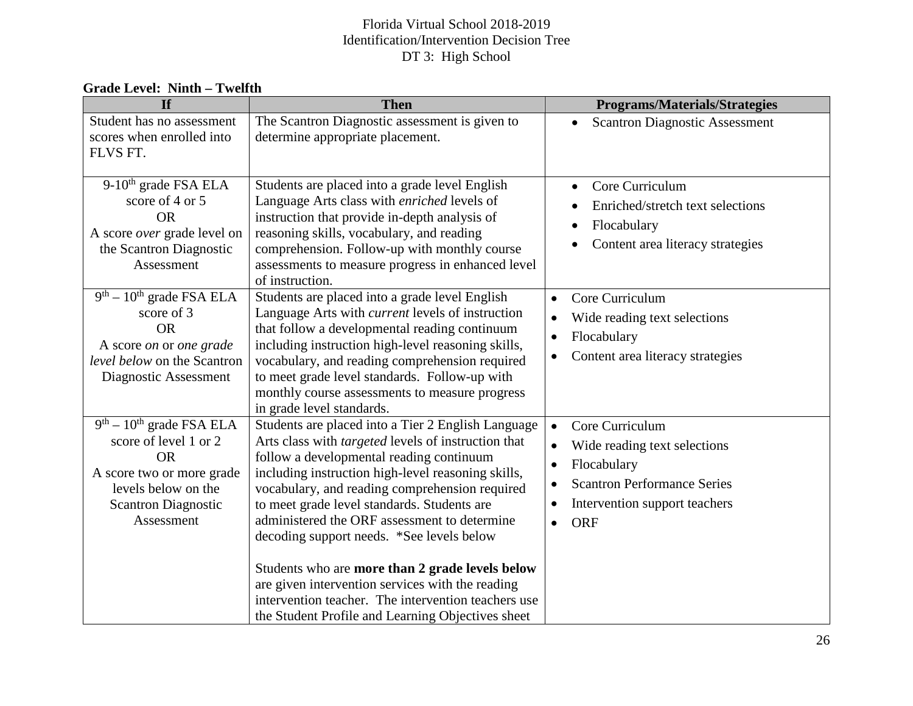Florida Virtual School 2018-2019
Identification/Intervention Decision Tree
DT 3: High School

**Grade Level: Ninth – Twelfth**

| If | Then | Programs/Materials/Strategies |
|---|---|---|
| Student has no assessment scores when enrolled into FLVS FT. | The Scantron Diagnostic assessment is given to determine appropriate placement. | • Scantron Diagnostic Assessment |
| 9-10th grade FSA ELA score of 4 or 5<br>OR<br>A score *over* grade level on the Scantron Diagnostic Assessment | Students are placed into a grade level English Language Arts class with *enriched* levels of instruction that provide in-depth analysis of reasoning skills, vocabulary, and reading comprehension. Follow-up with monthly course assessments to measure progress in enhanced level of instruction. | • Core Curriculum<br>• Enriched/stretch text selections<br>• Flocabulary<br>• Content area literacy strategies |
| 9th – 10th grade FSA ELA score of 3<br>OR<br>A score *on* or *one grade level below* on the Scantron Diagnostic Assessment | Students are placed into a grade level English Language Arts with *current* levels of instruction that follow a developmental reading continuum including instruction high-level reasoning skills, vocabulary, and reading comprehension required to meet grade level standards. Follow-up with monthly course assessments to measure progress in grade level standards. | • Core Curriculum<br>• Wide reading text selections<br>• Flocabulary<br>• Content area literacy strategies |
| 9th – 10th grade FSA ELA score of level 1 or 2<br>OR<br>A score two or more grade levels below on the Scantron Diagnostic Assessment | Students are placed into a Tier 2 English Language Arts class with *targeted* levels of instruction that follow a developmental reading continuum including instruction high-level reasoning skills, vocabulary, and reading comprehension required to meet grade level standards. Students are administered the ORF assessment to determine decoding support needs. *See levels below<br><br>Students who are **more than 2 grade levels below** are given intervention services with the reading intervention teacher. The intervention teachers use the Student Profile and Learning Objectives sheet | • Core Curriculum<br>• Wide reading text selections<br>• Flocabulary<br>• Scantron Performance Series<br>• Intervention support teachers<br>• ORF |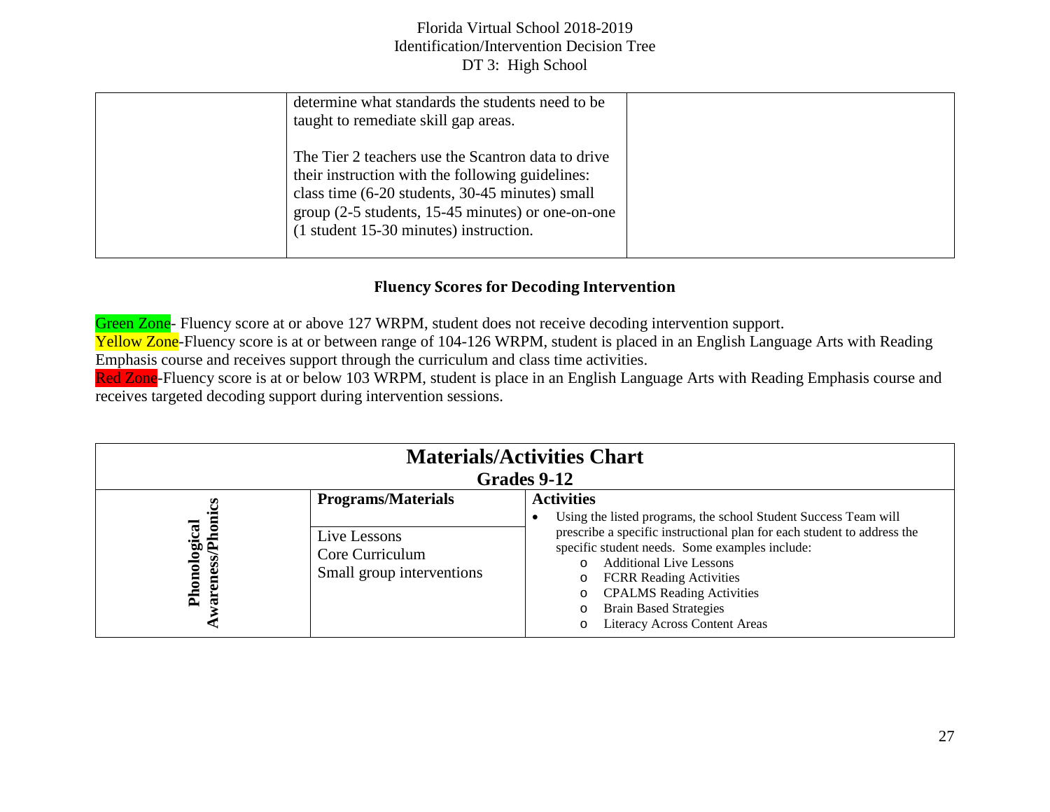| | determine what standards the students need to be taught to remediate skill gap areas.<br><br>The Tier 2 teachers use the Scantron data to drive their instruction with the following guidelines: class time (6-20 students, 30-45 minutes) small group (2-5 students, 15-45 minutes) or one-on-one (1 student 15-30 minutes) instruction. | |
|---|---|---|

## Fluency Scores for Decoding Intervention

Green Zone- Fluency score at or above 127 WRPM, student does not receive decoding intervention support.
Yellow Zone-Fluency score is at or between range of 104-126 WRPM, student is placed in an English Language Arts with Reading Emphasis course and receives support through the curriculum and class time activities.
Red Zone-Fluency score is at or below 103 WRPM, student is place in an English Language Arts with Reading Emphasis course and receives targeted decoding support during intervention sessions.

| Materials/Activities Chart<br>Grades 9-12 | | |
|---|---|---|
| | **Programs/Materials** | **Activities** |
| **Phonological Awareness/Phonics** | Live Lessons<br>Core Curriculum<br>Small group interventions | • Using the listed programs, the school Student Success Team will prescribe a specific instructional plan for each student to address the specific student needs. Some examples include:<br>o Additional Live Lessons<br>o FCRR Reading Activities<br>o CPALMS Reading Activities<br>o Brain Based Strategies<br>o Literacy Across Content Areas |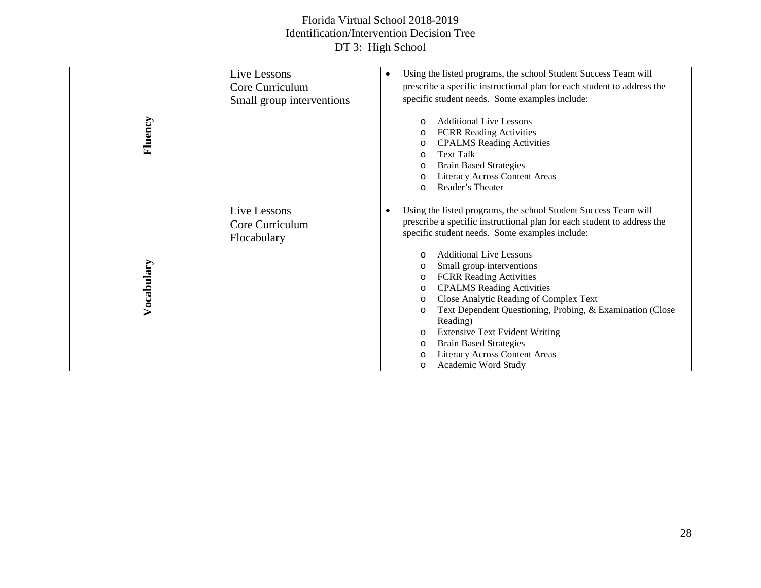Florida Virtual School 2018-2019
Identification/Intervention Decision Tree
DT 3: High School

| | | |
|---|---|---|
| **Fluency** | Live Lessons<br>Core Curriculum<br>Small group interventions | • Using the listed programs, the school Student Success Team will prescribe a specific instructional plan for each student to address the specific student needs. Some examples include:<br>o Additional Live Lessons<br>o FCRR Reading Activities<br>o CPALMS Reading Activities<br>o Text Talk<br>o Brain Based Strategies<br>o Literacy Across Content Areas<br>o Reader's Theater |
| **Vocabulary** | Live Lessons<br>Core Curriculum<br>Flocabulary | • Using the listed programs, the school Student Success Team will prescribe a specific instructional plan for each student to address the specific student needs. Some examples include:<br>o Additional Live Lessons<br>o Small group interventions<br>o FCRR Reading Activities<br>o CPALMS Reading Activities<br>o Close Analytic Reading of Complex Text<br>o Text Dependent Questioning, Probing, & Examination (Close Reading)<br>o Extensive Text Evident Writing<br>o Brain Based Strategies<br>o Literacy Across Content Areas<br>o Academic Word Study |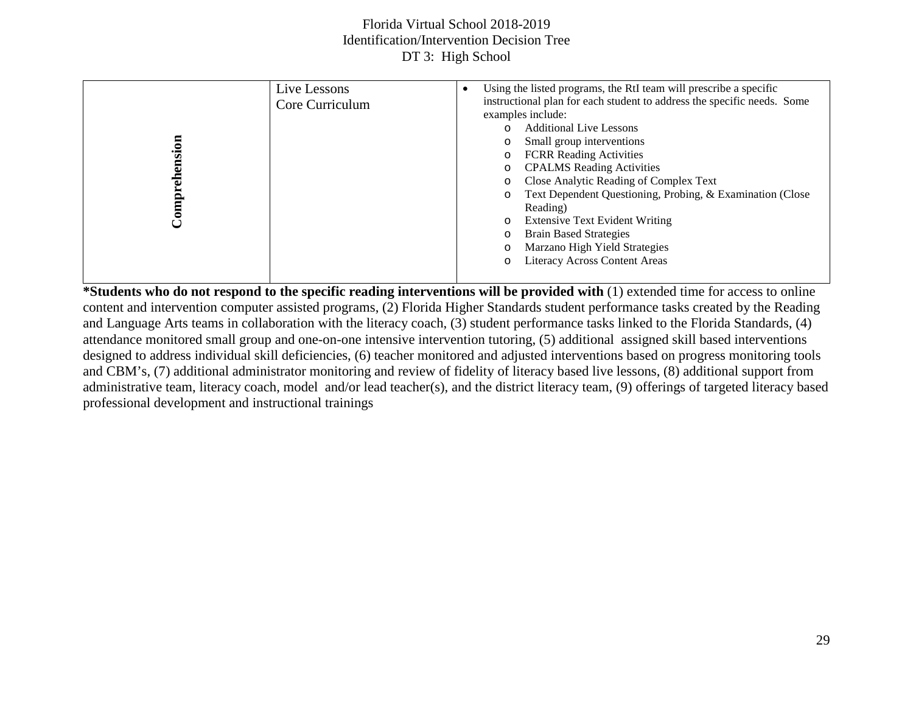Florida Virtual School 2018-2019
Identification/Intervention Decision Tree
DT 3: High School

| | | |
|---|---|---|
| **Comprehension** | Live Lessons<br>Core Curriculum | • Using the listed programs, the RtI team will prescribe a specific instructional plan for each student to address the specific needs. Some examples include:<br>o Additional Live Lessons<br>o Small group interventions<br>o FCRR Reading Activities<br>o CPALMS Reading Activities<br>o Close Analytic Reading of Complex Text<br>o Text Dependent Questioning, Probing, & Examination (Close Reading)<br>o Extensive Text Evident Writing<br>o Brain Based Strategies<br>o Marzano High Yield Strategies<br>o Literacy Across Content Areas |

**\*Students who do not respond to the specific reading interventions will be provided with** (1) extended time for access to online content and intervention computer assisted programs, (2) Florida Higher Standards student performance tasks created by the Reading and Language Arts teams in collaboration with the literacy coach, (3) student performance tasks linked to the Florida Standards, (4) attendance monitored small group and one-on-one intensive intervention tutoring, (5) additional assigned skill based interventions designed to address individual skill deficiencies, (6) teacher monitored and adjusted interventions based on progress monitoring tools and CBM's, (7) additional administrator monitoring and review of fidelity of literacy based live lessons, (8) additional support from administrative team, literacy coach, model and/or lead teacher(s), and the district literacy team, (9) offerings of targeted literacy based professional development and instructional trainings